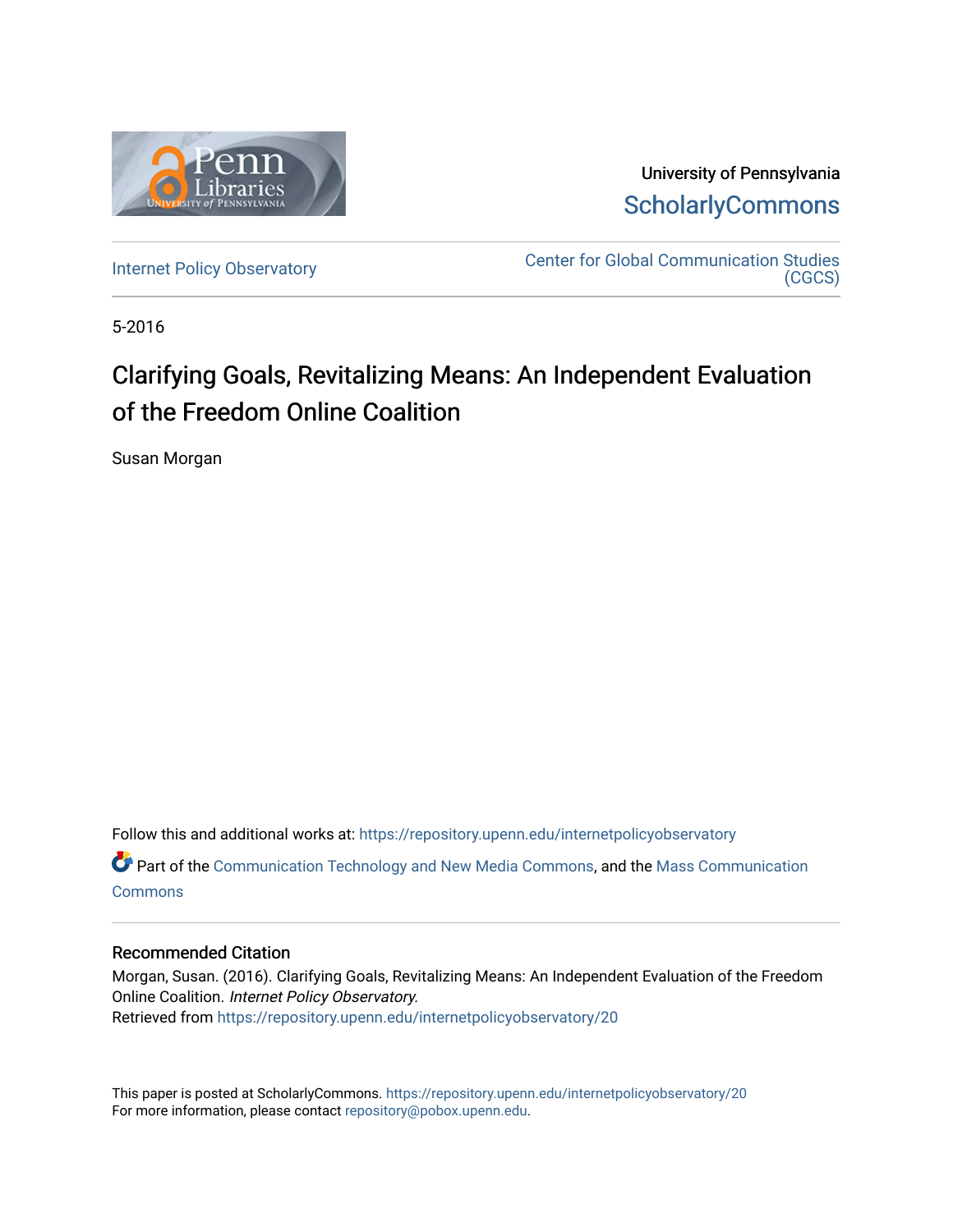University of Pennsylvania
ScholarlyCommons

Internet Policy Observatory | Center for Global Communication Studies (CGCS)

5-2016

# Clarifying Goals, Revitalizing Means: An Independent Evaluation of the Freedom Online Coalition

Susan Morgan

Follow this and additional works at: https://repository.upenn.edu/internetpolicyobservatory

Part of the Communication Technology and New Media Commons, and the Mass Communication Commons

## Recommended Citation

Morgan, Susan. (2016). Clarifying Goals, Revitalizing Means: An Independent Evaluation of the Freedom Online Coalition. *Internet Policy Observatory.*
Retrieved from https://repository.upenn.edu/internetpolicyobservatory/20

This paper is posted at ScholarlyCommons. https://repository.upenn.edu/internetpolicyobservatory/20
For more information, please contact repository@pobox.upenn.edu.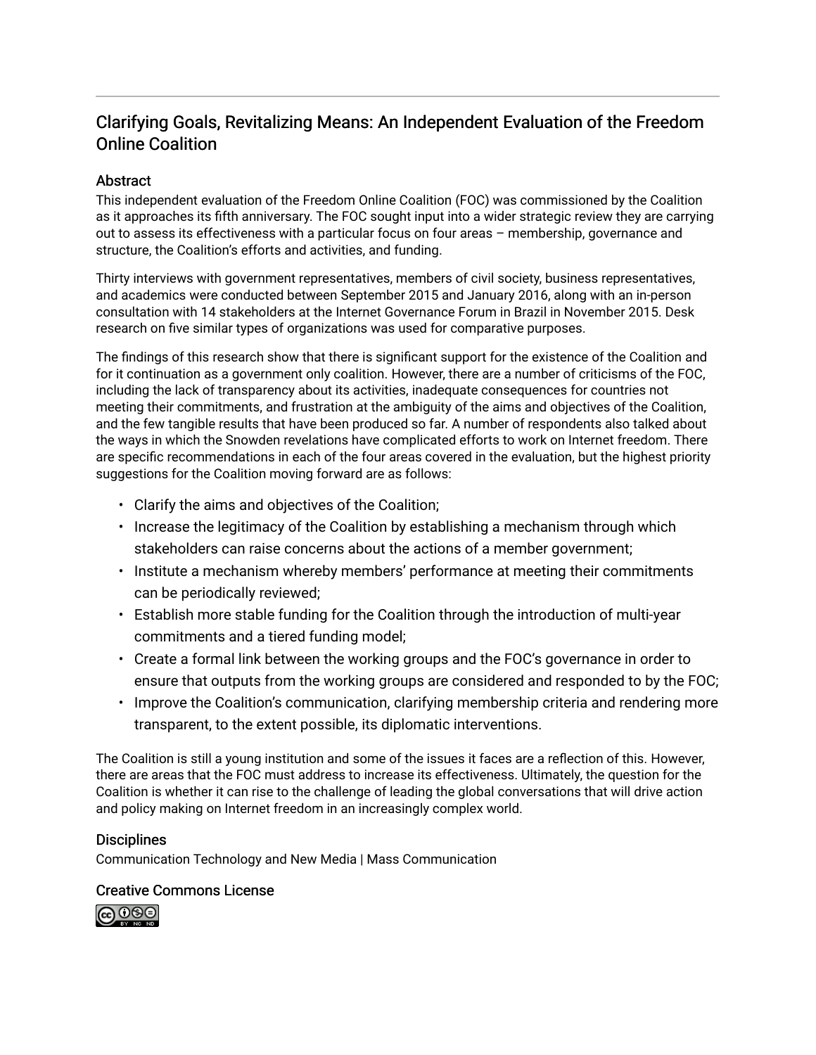# Clarifying Goals, Revitalizing Means: An Independent Evaluation of the Freedom Online Coalition

## Abstract

This independent evaluation of the Freedom Online Coalition (FOC) was commissioned by the Coalition as it approaches its fifth anniversary. The FOC sought input into a wider strategic review they are carrying out to assess its effectiveness with a particular focus on four areas – membership, governance and structure, the Coalition's efforts and activities, and funding.

Thirty interviews with government representatives, members of civil society, business representatives, and academics were conducted between September 2015 and January 2016, along with an in-person consultation with 14 stakeholders at the Internet Governance Forum in Brazil in November 2015. Desk research on five similar types of organizations was used for comparative purposes.

The findings of this research show that there is significant support for the existence of the Coalition and for it continuation as a government only coalition. However, there are a number of criticisms of the FOC, including the lack of transparency about its activities, inadequate consequences for countries not meeting their commitments, and frustration at the ambiguity of the aims and objectives of the Coalition, and the few tangible results that have been produced so far. A number of respondents also talked about the ways in which the Snowden revelations have complicated efforts to work on Internet freedom. There are specific recommendations in each of the four areas covered in the evaluation, but the highest priority suggestions for the Coalition moving forward are as follows:

- Clarify the aims and objectives of the Coalition;
- Increase the legitimacy of the Coalition by establishing a mechanism through which stakeholders can raise concerns about the actions of a member government;
- Institute a mechanism whereby members' performance at meeting their commitments can be periodically reviewed;
- Establish more stable funding for the Coalition through the introduction of multi-year commitments and a tiered funding model;
- Create a formal link between the working groups and the FOC's governance in order to ensure that outputs from the working groups are considered and responded to by the FOC;
- Improve the Coalition's communication, clarifying membership criteria and rendering more transparent, to the extent possible, its diplomatic interventions.

The Coalition is still a young institution and some of the issues it faces are a reflection of this. However, there are areas that the FOC must address to increase its effectiveness. Ultimately, the question for the Coalition is whether it can rise to the challenge of leading the global conversations that will drive action and policy making on Internet freedom in an increasingly complex world.

## Disciplines

Communication Technology and New Media | Mass Communication

## Creative Commons License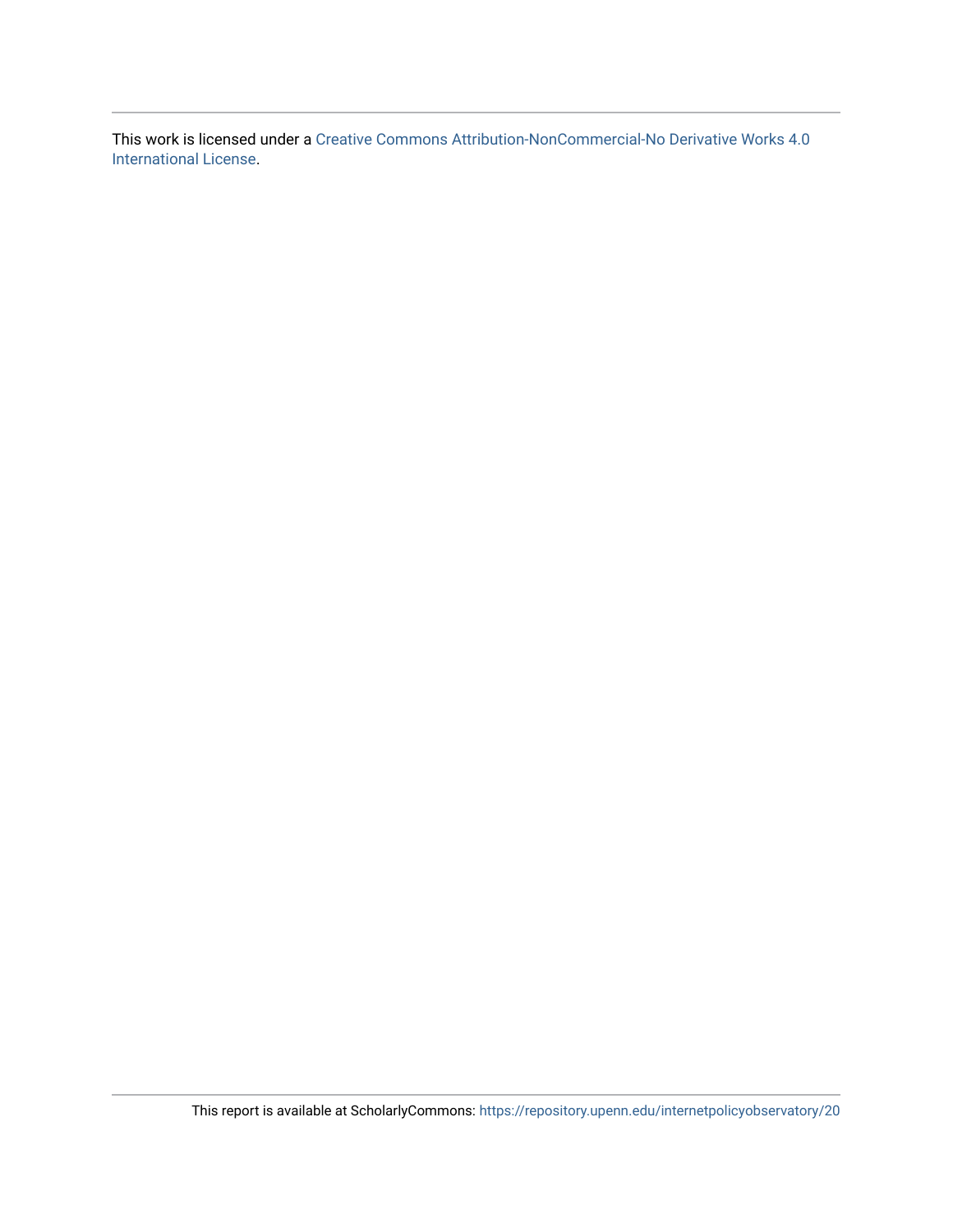This work is licensed under a Creative Commons Attribution-NonCommercial-No Derivative Works 4.0 International License.

This report is available at ScholarlyCommons: https://repository.upenn.edu/internetpolicyobservatory/20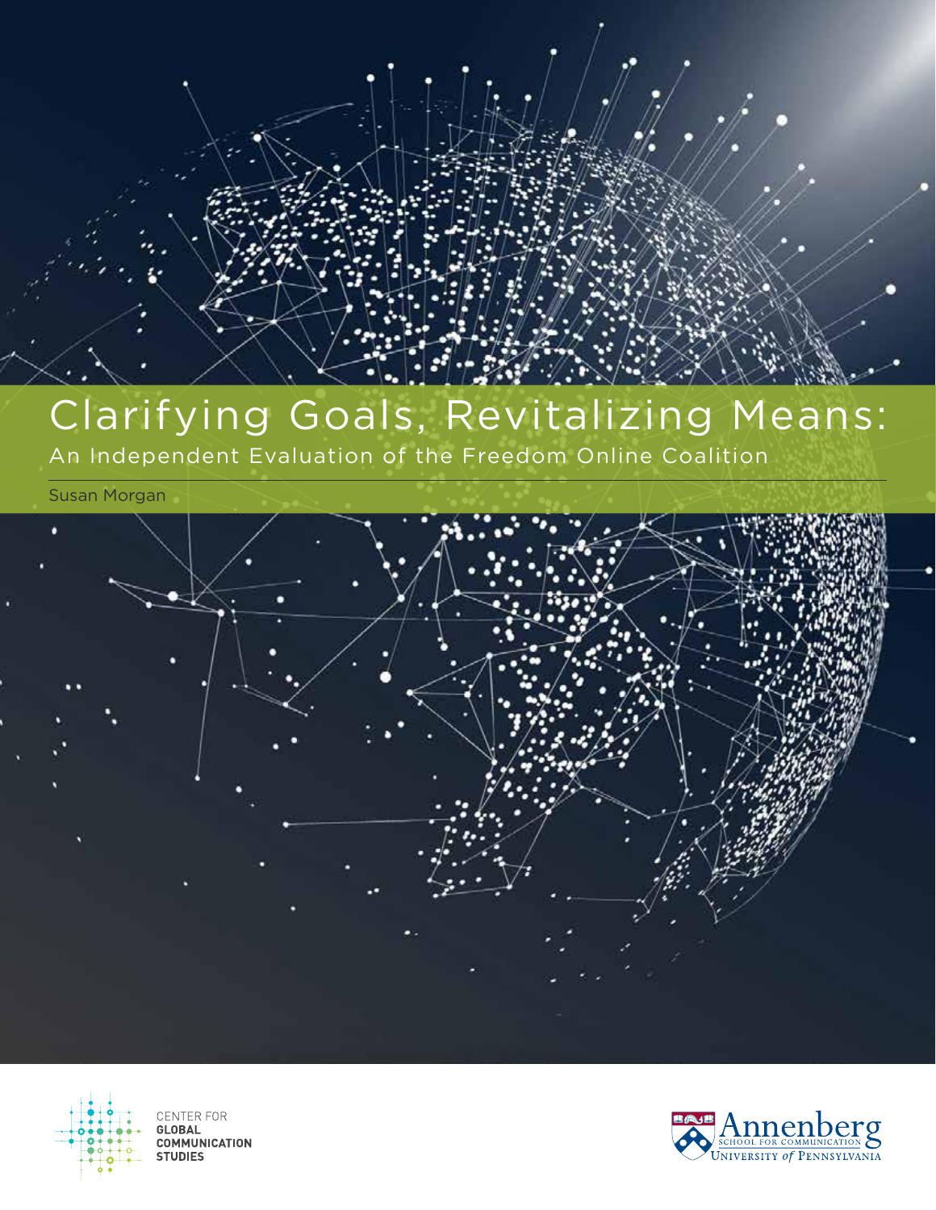# Clarifying Goals, Revitalizing Means:

## An Independent Evaluation of the Freedom Online Coalition

Susan Morgan

CENTER FOR GLOBAL COMMUNICATION STUDIES

Annenberg School for Communication, University of Pennsylvania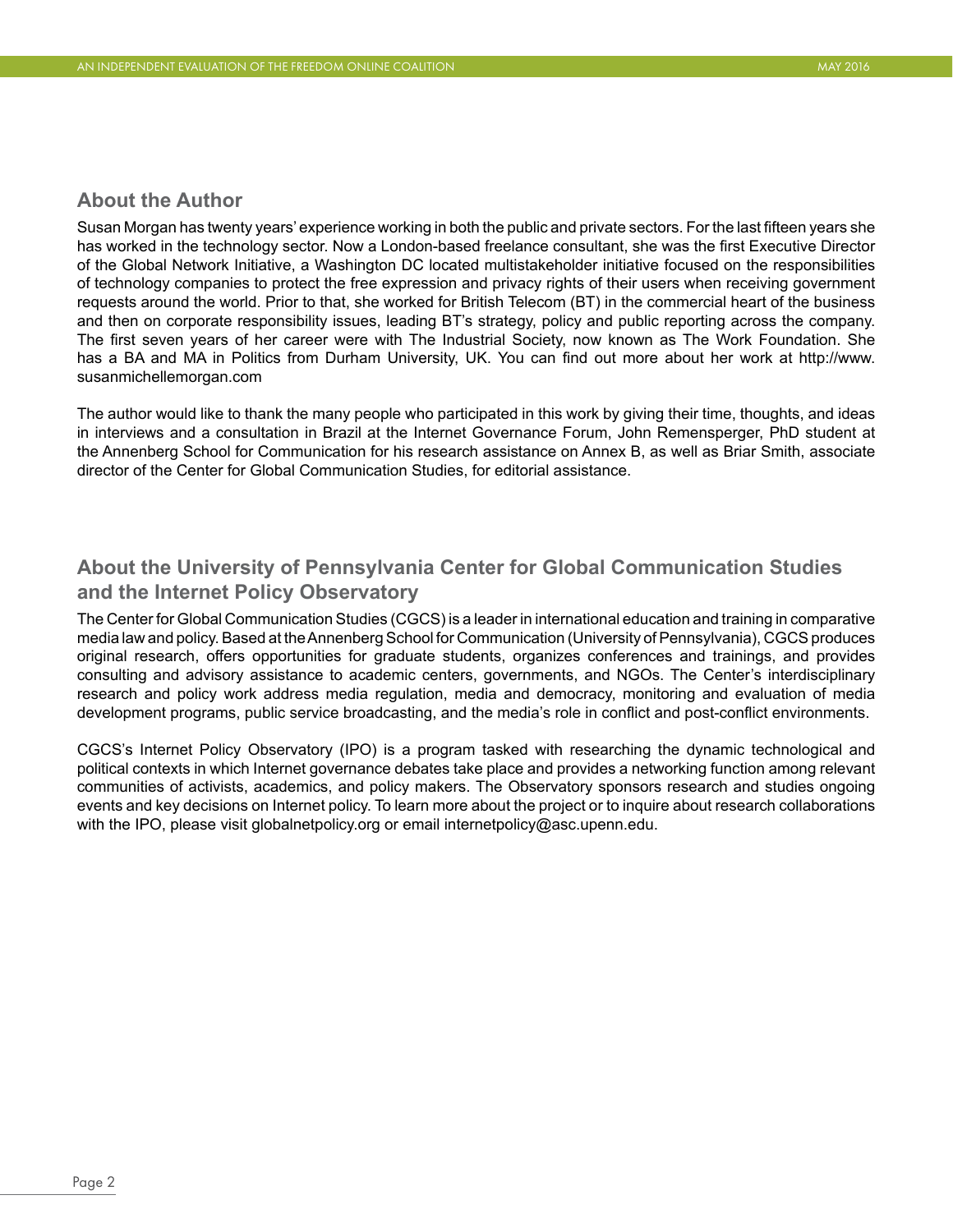## About the Author

Susan Morgan has twenty years' experience working in both the public and private sectors. For the last fifteen years she has worked in the technology sector. Now a London-based freelance consultant, she was the first Executive Director of the Global Network Initiative, a Washington DC located multistakeholder initiative focused on the responsibilities of technology companies to protect the free expression and privacy rights of their users when receiving government requests around the world. Prior to that, she worked for British Telecom (BT) in the commercial heart of the business and then on corporate responsibility issues, leading BT's strategy, policy and public reporting across the company. The first seven years of her career were with The Industrial Society, now known as The Work Foundation. She has a BA and MA in Politics from Durham University, UK. You can find out more about her work at http://www.susanmichellemorgan.com

The author would like to thank the many people who participated in this work by giving their time, thoughts, and ideas in interviews and a consultation in Brazil at the Internet Governance Forum, John Remensperger, PhD student at the Annenberg School for Communication for his research assistance on Annex B, as well as Briar Smith, associate director of the Center for Global Communication Studies, for editorial assistance.

## About the University of Pennsylvania Center for Global Communication Studies and the Internet Policy Observatory

The Center for Global Communication Studies (CGCS) is a leader in international education and training in comparative media law and policy. Based at the Annenberg School for Communication (University of Pennsylvania), CGCS produces original research, offers opportunities for graduate students, organizes conferences and trainings, and provides consulting and advisory assistance to academic centers, governments, and NGOs. The Center's interdisciplinary research and policy work address media regulation, media and democracy, monitoring and evaluation of media development programs, public service broadcasting, and the media's role in conflict and post-conflict environments.

CGCS's Internet Policy Observatory (IPO) is a program tasked with researching the dynamic technological and political contexts in which Internet governance debates take place and provides a networking function among relevant communities of activists, academics, and policy makers. The Observatory sponsors research and studies ongoing events and key decisions on Internet policy. To learn more about the project or to inquire about research collaborations with the IPO, please visit globalnetpolicy.org or email internetpolicy@asc.upenn.edu.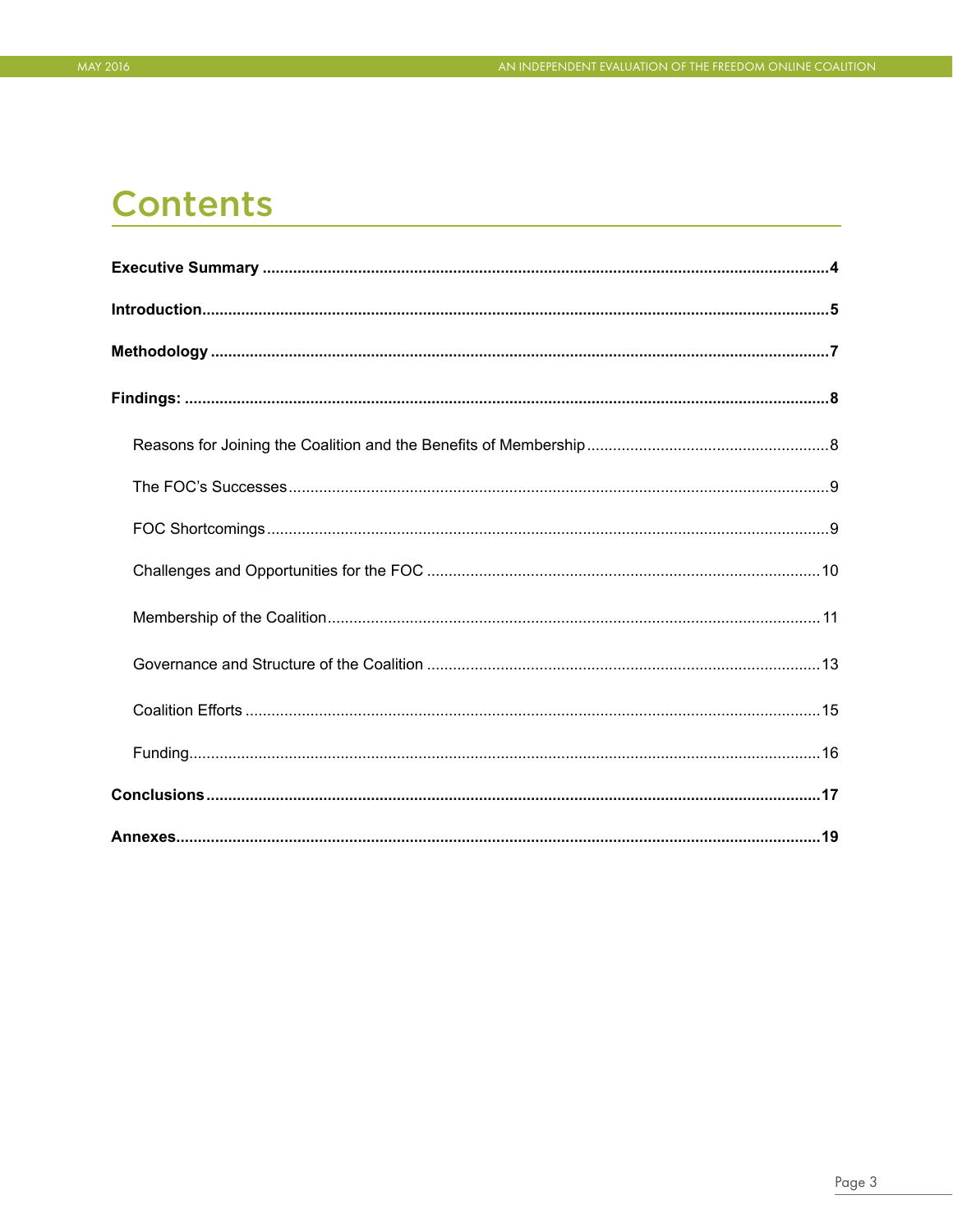# Contents

**Executive Summary** .......... **4**

**Introduction** .......... **5**

**Methodology** .......... **7**

**Findings:** .......... **8**

- Reasons for Joining the Coalition and the Benefits of Membership .......... 8
- The FOC's Successes .......... 9
- FOC Shortcomings .......... 9
- Challenges and Opportunities for the FOC .......... 10
- Membership of the Coalition .......... 11
- Governance and Structure of the Coalition .......... 13
- Coalition Efforts .......... 15
- Funding .......... 16

**Conclusions** .......... **17**

**Annexes** .......... **19**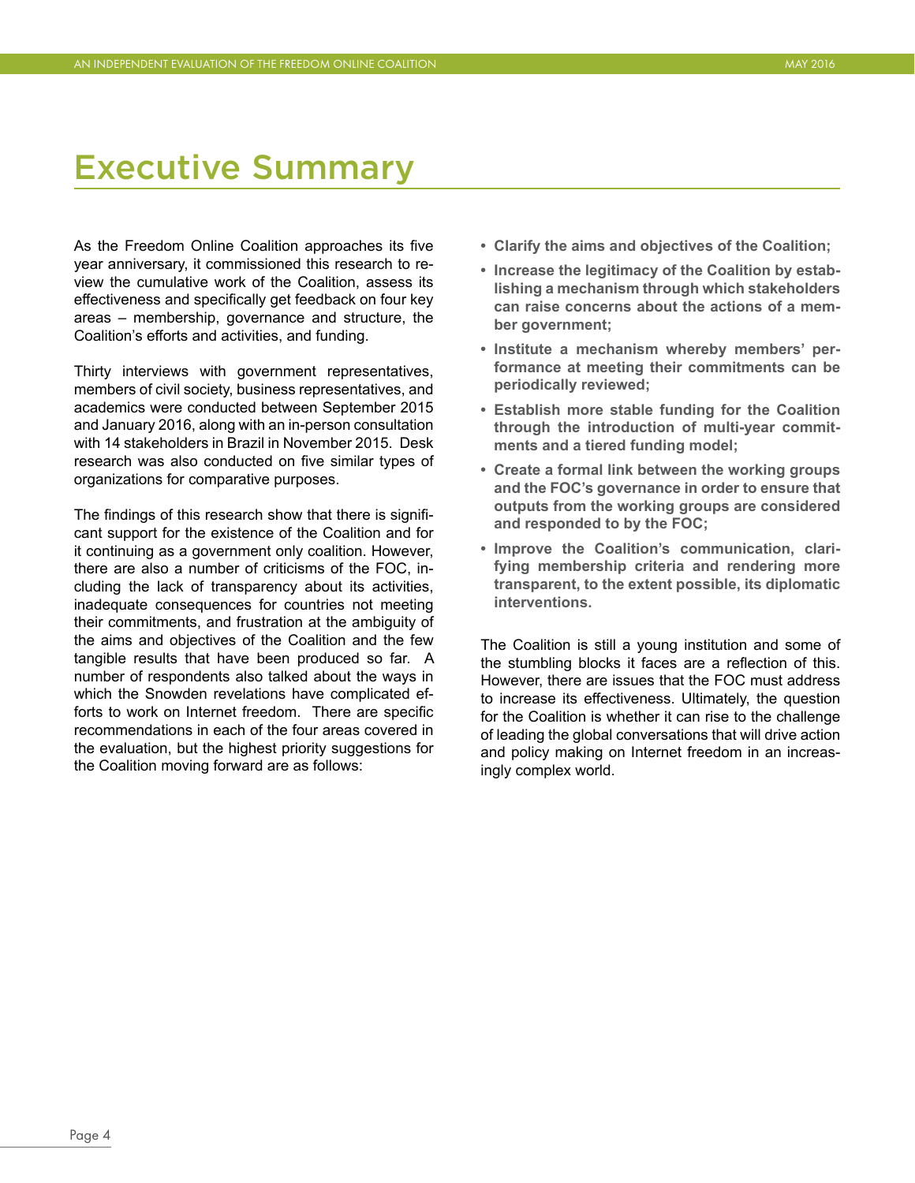# Executive Summary

As the Freedom Online Coalition approaches its five year anniversary, it commissioned this research to review the cumulative work of the Coalition, assess its effectiveness and specifically get feedback on four key areas – membership, governance and structure, the Coalition's efforts and activities, and funding.

Thirty interviews with government representatives, members of civil society, business representatives, and academics were conducted between September 2015 and January 2016, along with an in-person consultation with 14 stakeholders in Brazil in November 2015. Desk research was also conducted on five similar types of organizations for comparative purposes.

The findings of this research show that there is significant support for the existence of the Coalition and for it continuing as a government only coalition. However, there are also a number of criticisms of the FOC, including the lack of transparency about its activities, inadequate consequences for countries not meeting their commitments, and frustration at the ambiguity of the aims and objectives of the Coalition and the few tangible results that have been produced so far. A number of respondents also talked about the ways in which the Snowden revelations have complicated efforts to work on Internet freedom. There are specific recommendations in each of the four areas covered in the evaluation, but the highest priority suggestions for the Coalition moving forward are as follows:

- **Clarify the aims and objectives of the Coalition;**
- **Increase the legitimacy of the Coalition by establishing a mechanism through which stakeholders can raise concerns about the actions of a member government;**
- **Institute a mechanism whereby members' performance at meeting their commitments can be periodically reviewed;**
- **Establish more stable funding for the Coalition through the introduction of multi-year commitments and a tiered funding model;**
- **Create a formal link between the working groups and the FOC's governance in order to ensure that outputs from the working groups are considered and responded to by the FOC;**
- **Improve the Coalition's communication, clarifying membership criteria and rendering more transparent, to the extent possible, its diplomatic interventions.**

The Coalition is still a young institution and some of the stumbling blocks it faces are a reflection of this. However, there are issues that the FOC must address to increase its effectiveness. Ultimately, the question for the Coalition is whether it can rise to the challenge of leading the global conversations that will drive action and policy making on Internet freedom in an increasingly complex world.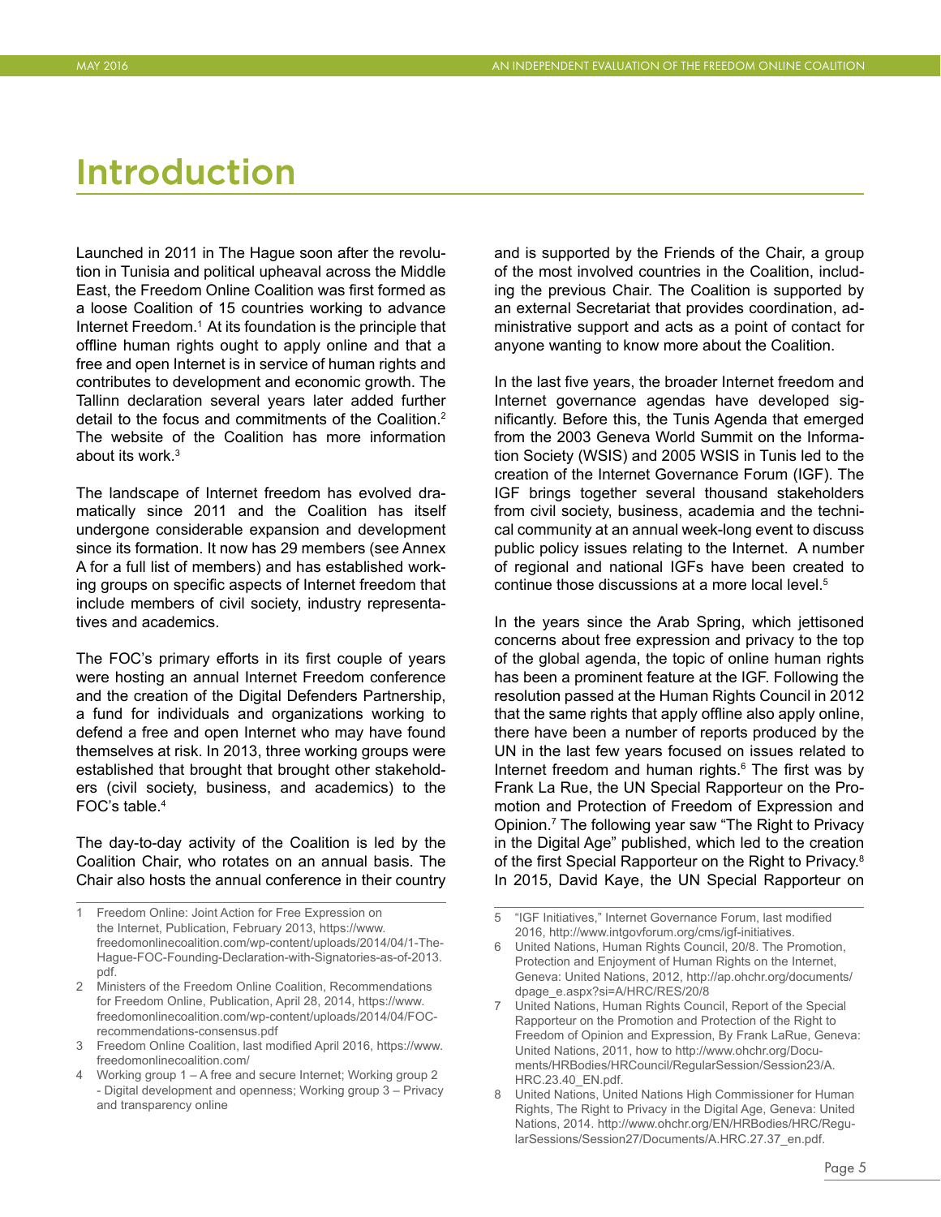# Introduction

Launched in 2011 in The Hague soon after the revolution in Tunisia and political upheaval across the Middle East, the Freedom Online Coalition was first formed as a loose Coalition of 15 countries working to advance Internet Freedom.[1] At its foundation is the principle that offline human rights ought to apply online and that a free and open Internet is in service of human rights and contributes to development and economic growth. The Tallinn declaration several years later added further detail to the focus and commitments of the Coalition.[2] The website of the Coalition has more information about its work.[3]

The landscape of Internet freedom has evolved dramatically since 2011 and the Coalition has itself undergone considerable expansion and development since its formation. It now has 29 members (see Annex A for a full list of members) and has established working groups on specific aspects of Internet freedom that include members of civil society, industry representatives and academics.

The FOC's primary efforts in its first couple of years were hosting an annual Internet Freedom conference and the creation of the Digital Defenders Partnership, a fund for individuals and organizations working to defend a free and open Internet who may have found themselves at risk. In 2013, three working groups were established that brought that brought other stakeholders (civil society, business, and academics) to the FOC's table.[4]

The day-to-day activity of the Coalition is led by the Coalition Chair, who rotates on an annual basis. The Chair also hosts the annual conference in their country and is supported by the Friends of the Chair, a group of the most involved countries in the Coalition, including the previous Chair. The Coalition is supported by an external Secretariat that provides coordination, administrative support and acts as a point of contact for anyone wanting to know more about the Coalition.

In the last five years, the broader Internet freedom and Internet governance agendas have developed significantly. Before this, the Tunis Agenda that emerged from the 2003 Geneva World Summit on the Information Society (WSIS) and 2005 WSIS in Tunis led to the creation of the Internet Governance Forum (IGF). The IGF brings together several thousand stakeholders from civil society, business, academia and the technical community at an annual week-long event to discuss public policy issues relating to the Internet. A number of regional and national IGFs have been created to continue those discussions at a more local level.[5]

In the years since the Arab Spring, which jettisoned concerns about free expression and privacy to the top of the global agenda, the topic of online human rights has been a prominent feature at the IGF. Following the resolution passed at the Human Rights Council in 2012 that the same rights that apply offline also apply online, there have been a number of reports produced by the UN in the last few years focused on issues related to Internet freedom and human rights.[6] The first was by Frank La Rue, the UN Special Rapporteur on the Promotion and Protection of Freedom of Expression and Opinion.[7] The following year saw "The Right to Privacy in the Digital Age" published, which led to the creation of the first Special Rapporteur on the Right to Privacy.[8] In 2015, David Kaye, the UN Special Rapporteur on

---

1 Freedom Online: Joint Action for Free Expression on the Internet, Publication, February 2013, https://www.freedomonlinecoalition.com/wp-content/uploads/2014/04/1-The-Hague-FOC-Founding-Declaration-with-Signatories-as-of-2013.pdf.

2 Ministers of the Freedom Online Coalition, Recommendations for Freedom Online, Publication, April 28, 2014, https://www.freedomonlinecoalition.com/wp-content/uploads/2014/04/FOC-recommendations-consensus.pdf

3 Freedom Online Coalition, last modified April 2016, https://www.freedomonlinecoalition.com/

4 Working group 1 – A free and secure Internet; Working group 2 - Digital development and openness; Working group 3 – Privacy and transparency online

5 "IGF Initiatives," Internet Governance Forum, last modified 2016, http://www.intgovforum.org/cms/igf-initiatives.

6 United Nations, Human Rights Council, 20/8. The Promotion, Protection and Enjoyment of Human Rights on the Internet, Geneva: United Nations, 2012, http://ap.ohchr.org/documents/dpage_e.aspx?si=A/HRC/RES/20/8

7 United Nations, Human Rights Council, Report of the Special Rapporteur on the Promotion and Protection of the Right to Freedom of Opinion and Expression, By Frank LaRue, Geneva: United Nations, 2011, how to http://www.ohchr.org/Documents/HRBodies/HRCouncil/RegularSession/Session23/A.HRC.23.40_EN.pdf.

8 United Nations, United Nations High Commissioner for Human Rights, The Right to Privacy in the Digital Age, Geneva: United Nations, 2014. http://www.ohchr.org/EN/HRBodies/HRC/RegularSessions/Session27/Documents/A.HRC.27.37_en.pdf.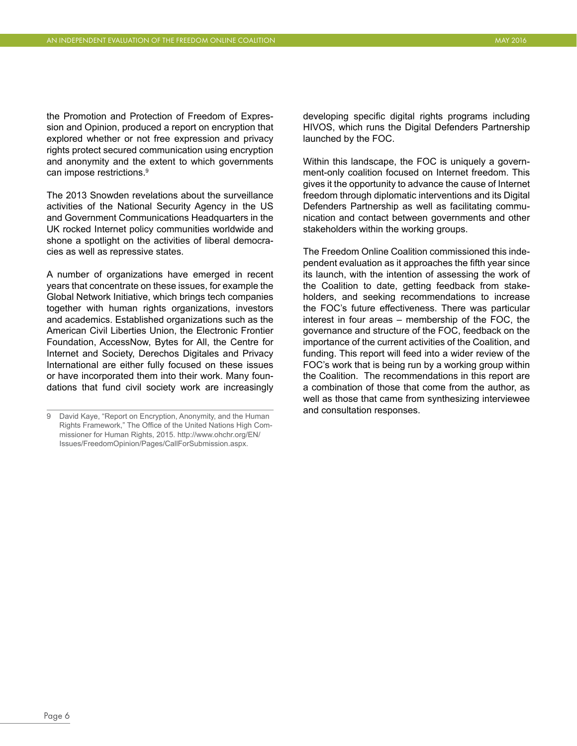the Promotion and Protection of Freedom of Expression and Opinion, produced a report on encryption that explored whether or not free expression and privacy rights protect secured communication using encryption and anonymity and the extent to which governments can impose restrictions.[9]

The 2013 Snowden revelations about the surveillance activities of the National Security Agency in the US and Government Communications Headquarters in the UK rocked Internet policy communities worldwide and shone a spotlight on the activities of liberal democracies as well as repressive states.

A number of organizations have emerged in recent years that concentrate on these issues, for example the Global Network Initiative, which brings tech companies together with human rights organizations, investors and academics. Established organizations such as the American Civil Liberties Union, the Electronic Frontier Foundation, AccessNow, Bytes for All, the Centre for Internet and Society, Derechos Digitales and Privacy International are either fully focused on these issues or have incorporated them into their work. Many foundations that fund civil society work are increasingly developing specific digital rights programs including HIVOS, which runs the Digital Defenders Partnership launched by the FOC.

Within this landscape, the FOC is uniquely a government-only coalition focused on Internet freedom. This gives it the opportunity to advance the cause of Internet freedom through diplomatic interventions and its Digital Defenders Partnership as well as facilitating communication and contact between governments and other stakeholders within the working groups.

The Freedom Online Coalition commissioned this independent evaluation as it approaches the fifth year since its launch, with the intention of assessing the work of the Coalition to date, getting feedback from stakeholders, and seeking recommendations to increase the FOC's future effectiveness. There was particular interest in four areas – membership of the FOC, the governance and structure of the FOC, feedback on the importance of the current activities of the Coalition, and funding. This report will feed into a wider review of the FOC's work that is being run by a working group within the Coalition. The recommendations in this report are a combination of those that come from the author, as well as those that came from synthesizing interviewee and consultation responses.

9 David Kaye, "Report on Encryption, Anonymity, and the Human Rights Framework," The Office of the United Nations High Commissioner for Human Rights, 2015. http://www.ohchr.org/EN/Issues/FreedomOpinion/Pages/CallForSubmission.aspx.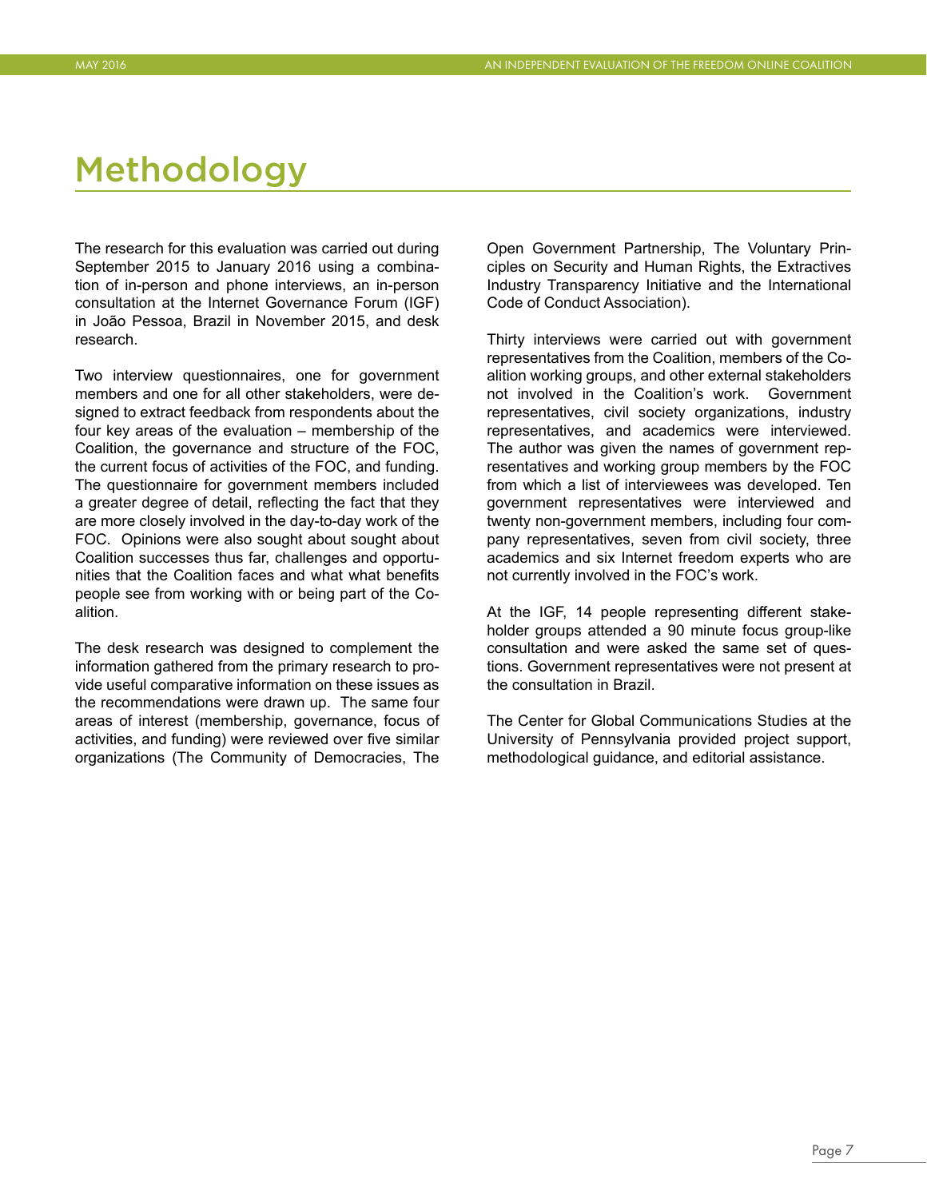# Methodology

The research for this evaluation was carried out during September 2015 to January 2016 using a combination of in-person and phone interviews, an in-person consultation at the Internet Governance Forum (IGF) in João Pessoa, Brazil in November 2015, and desk research.

Two interview questionnaires, one for government members and one for all other stakeholders, were designed to extract feedback from respondents about the four key areas of the evaluation – membership of the Coalition, the governance and structure of the FOC, the current focus of activities of the FOC, and funding. The questionnaire for government members included a greater degree of detail, reflecting the fact that they are more closely involved in the day-to-day work of the FOC. Opinions were also sought about sought about Coalition successes thus far, challenges and opportunities that the Coalition faces and what what benefits people see from working with or being part of the Coalition.

The desk research was designed to complement the information gathered from the primary research to provide useful comparative information on these issues as the recommendations were drawn up. The same four areas of interest (membership, governance, focus of activities, and funding) were reviewed over five similar organizations (The Community of Democracies, The Open Government Partnership, The Voluntary Principles on Security and Human Rights, the Extractives Industry Transparency Initiative and the International Code of Conduct Association).

Thirty interviews were carried out with government representatives from the Coalition, members of the Coalition working groups, and other external stakeholders not involved in the Coalition's work. Government representatives, civil society organizations, industry representatives, and academics were interviewed. The author was given the names of government representatives and working group members by the FOC from which a list of interviewees was developed. Ten government representatives were interviewed and twenty non-government members, including four company representatives, seven from civil society, three academics and six Internet freedom experts who are not currently involved in the FOC's work.

At the IGF, 14 people representing different stakeholder groups attended a 90 minute focus group-like consultation and were asked the same set of questions. Government representatives were not present at the consultation in Brazil.

The Center for Global Communications Studies at the University of Pennsylvania provided project support, methodological guidance, and editorial assistance.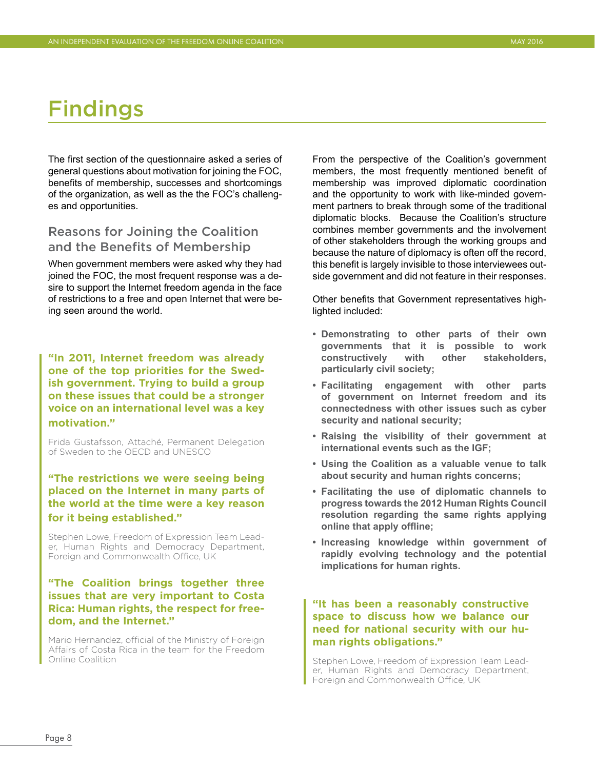# Findings

The first section of the questionnaire asked a series of general questions about motivation for joining the FOC, benefits of membership, successes and shortcomings of the organization, as well as the the FOC's challenges and opportunities.

## Reasons for Joining the Coalition and the Benefits of Membership

When government members were asked why they had joined the FOC, the most frequent response was a desire to support the Internet freedom agenda in the face of restrictions to a free and open Internet that were being seen around the world.

> **"In 2011, Internet freedom was already one of the top priorities for the Swedish government. Trying to build a group on these issues that could be a stronger voice on an international level was a key motivation."**
>
> Frida Gustafsson, Attaché, Permanent Delegation of Sweden to the OECD and UNESCO

> **"The restrictions we were seeing being placed on the Internet in many parts of the world at the time were a key reason for it being established."**
>
> Stephen Lowe, Freedom of Expression Team Leader, Human Rights and Democracy Department, Foreign and Commonwealth Office, UK

> **"The Coalition brings together three issues that are very important to Costa Rica: Human rights, the respect for freedom, and the Internet."**
>
> Mario Hernandez, official of the Ministry of Foreign Affairs of Costa Rica in the team for the Freedom Online Coalition

From the perspective of the Coalition's government members, the most frequently mentioned benefit of membership was improved diplomatic coordination and the opportunity to work with like-minded government partners to break through some of the traditional diplomatic blocks. Because the Coalition's structure combines member governments and the involvement of other stakeholders through the working groups and because the nature of diplomacy is often off the record, this benefit is largely invisible to those interviewees outside government and did not feature in their responses.

Other benefits that Government representatives highlighted included:

- **Demonstrating to other parts of their own governments that it is possible to work constructively with other stakeholders, particularly civil society;**
- **Facilitating engagement with other parts of government on Internet freedom and its connectedness with other issues such as cyber security and national security;**
- **Raising the visibility of their government at international events such as the IGF;**
- **Using the Coalition as a valuable venue to talk about security and human rights concerns;**
- **Facilitating the use of diplomatic channels to progress towards the 2012 Human Rights Council resolution regarding the same rights applying online that apply offline;**
- **Increasing knowledge within government of rapidly evolving technology and the potential implications for human rights.**

> **"It has been a reasonably constructive space to discuss how we balance our need for national security with our human rights obligations."**
>
> Stephen Lowe, Freedom of Expression Team Leader, Human Rights and Democracy Department, Foreign and Commonwealth Office, UK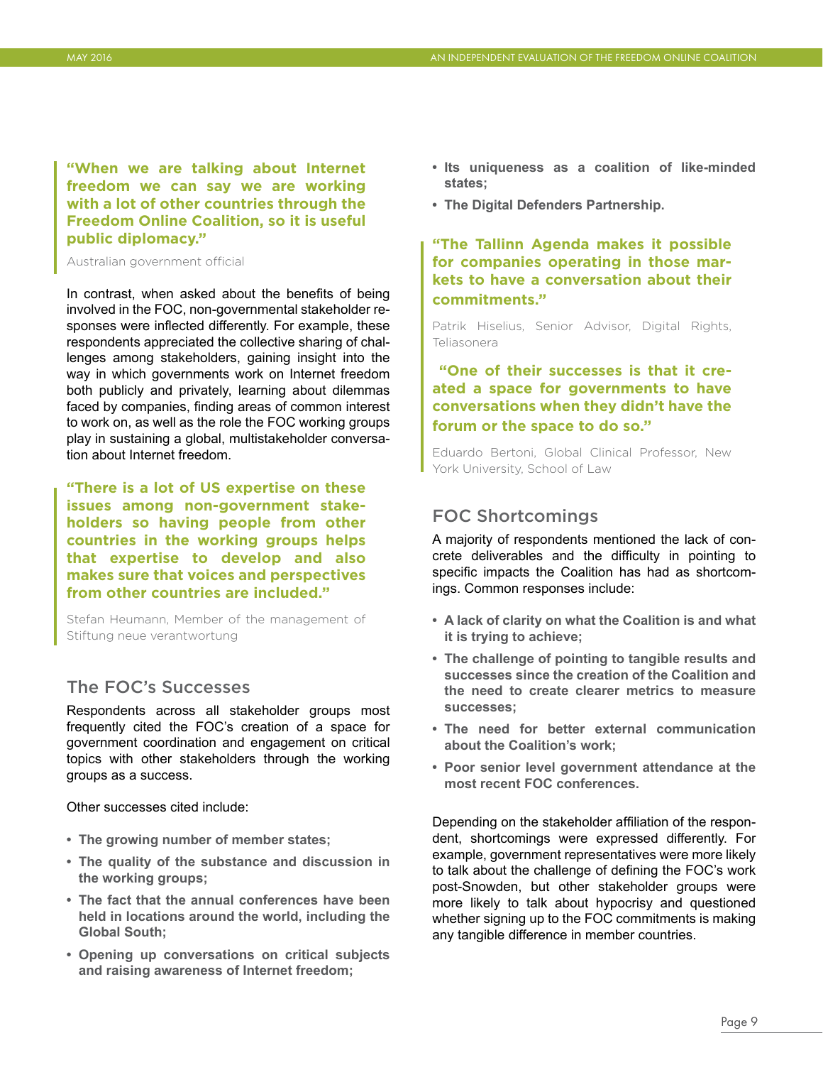> **"When we are talking about Internet freedom we can say we are working with a lot of other countries through the Freedom Online Coalition, so it is useful public diplomacy."**
>
> Australian government official

In contrast, when asked about the benefits of being involved in the FOC, non-governmental stakeholder responses were inflected differently. For example, these respondents appreciated the collective sharing of challenges among stakeholders, gaining insight into the way in which governments work on Internet freedom both publicly and privately, learning about dilemmas faced by companies, finding areas of common interest to work on, as well as the role the FOC working groups play in sustaining a global, multistakeholder conversation about Internet freedom.

> **"There is a lot of US expertise on these issues among non-government stakeholders so having people from other countries in the working groups helps that expertise to develop and also makes sure that voices and perspectives from other countries are included."**
>
> Stefan Heumann, Member of the management of Stiftung neue verantwortung

## The FOC's Successes

Respondents across all stakeholder groups most frequently cited the FOC's creation of a space for government coordination and engagement on critical topics with other stakeholders through the working groups as a success.

Other successes cited include:

- **The growing number of member states;**
- **The quality of the substance and discussion in the working groups;**
- **The fact that the annual conferences have been held in locations around the world, including the Global South;**
- **Opening up conversations on critical subjects and raising awareness of Internet freedom;**
- **Its uniqueness as a coalition of like-minded states;**
- **The Digital Defenders Partnership.**

> **"The Tallinn Agenda makes it possible for companies operating in those markets to have a conversation about their commitments."**
>
> Patrik Hiselius, Senior Advisor, Digital Rights, Teliasonera

> **"One of their successes is that it created a space for governments to have conversations when they didn't have the forum or the space to do so."**
>
> Eduardo Bertoni, Global Clinical Professor, New York University, School of Law

## FOC Shortcomings

A majority of respondents mentioned the lack of concrete deliverables and the difficulty in pointing to specific impacts the Coalition has had as shortcomings. Common responses include:

- **A lack of clarity on what the Coalition is and what it is trying to achieve;**
- **The challenge of pointing to tangible results and successes since the creation of the Coalition and the need to create clearer metrics to measure successes;**
- **The need for better external communication about the Coalition's work;**
- **Poor senior level government attendance at the most recent FOC conferences.**

Depending on the stakeholder affiliation of the respondent, shortcomings were expressed differently. For example, government representatives were more likely to talk about the challenge of defining the FOC's work post-Snowden, but other stakeholder groups were more likely to talk about hypocrisy and questioned whether signing up to the FOC commitments is making any tangible difference in member countries.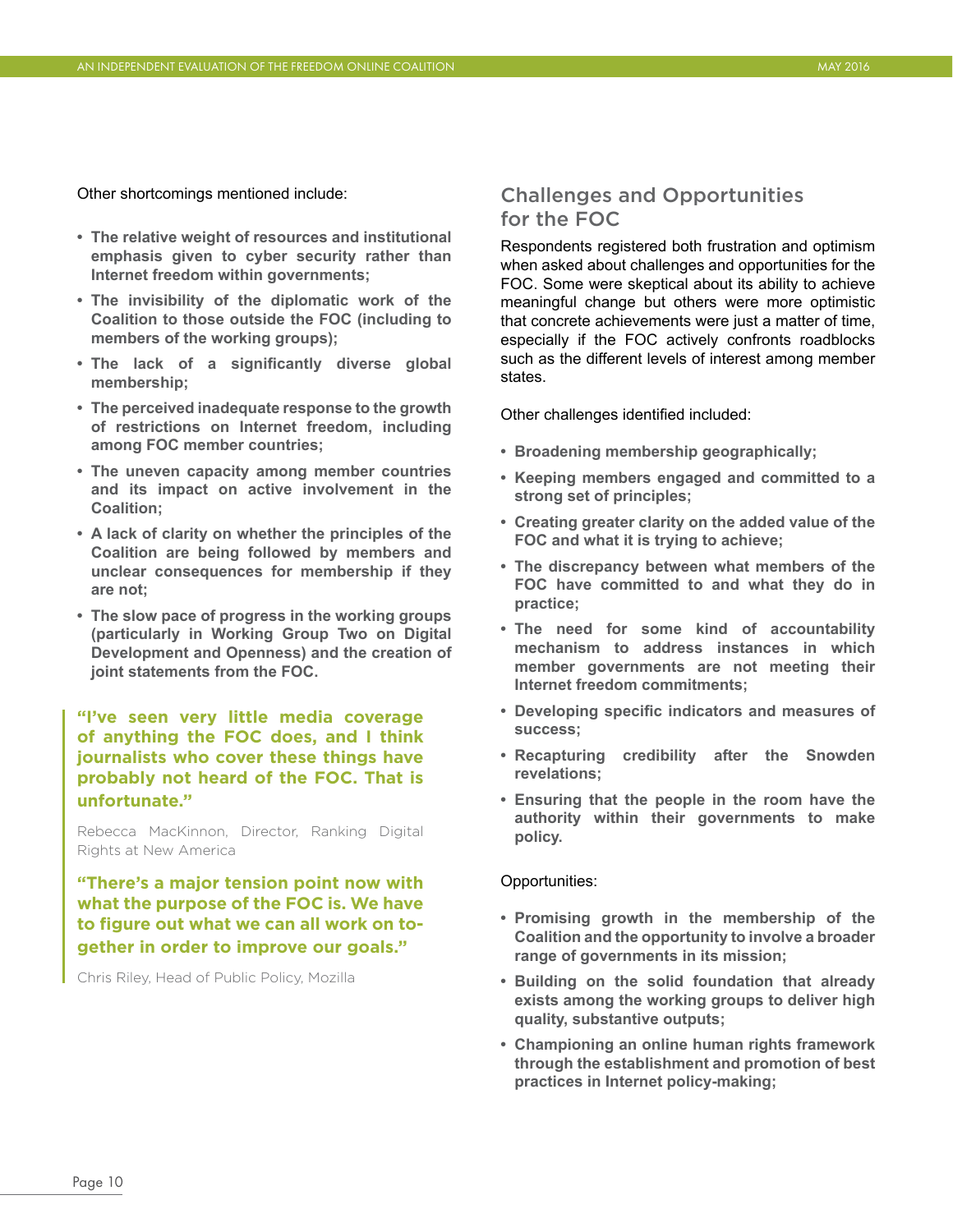Other shortcomings mentioned include:

- **The relative weight of resources and institutional emphasis given to cyber security rather than Internet freedom within governments;**
- **The invisibility of the diplomatic work of the Coalition to those outside the FOC (including to members of the working groups);**
- **The lack of a significantly diverse global membership;**
- **The perceived inadequate response to the growth of restrictions on Internet freedom, including among FOC member countries;**
- **The uneven capacity among member countries and its impact on active involvement in the Coalition;**
- **A lack of clarity on whether the principles of the Coalition are being followed by members and unclear consequences for membership if they are not;**
- **The slow pace of progress in the working groups (particularly in Working Group Two on Digital Development and Openness) and the creation of joint statements from the FOC.**

> **"I've seen very little media coverage of anything the FOC does, and I think journalists who cover these things have probably not heard of the FOC. That is unfortunate."**
>
> Rebecca MacKinnon, Director, Ranking Digital Rights at New America

> **"There's a major tension point now with what the purpose of the FOC is. We have to figure out what we can all work on together in order to improve our goals."**
>
> Chris Riley, Head of Public Policy, Mozilla

## Challenges and Opportunities for the FOC

Respondents registered both frustration and optimism when asked about challenges and opportunities for the FOC. Some were skeptical about its ability to achieve meaningful change but others were more optimistic that concrete achievements were just a matter of time, especially if the FOC actively confronts roadblocks such as the different levels of interest among member states.

Other challenges identified included:

- **Broadening membership geographically;**
- **Keeping members engaged and committed to a strong set of principles;**
- **Creating greater clarity on the added value of the FOC and what it is trying to achieve;**
- **The discrepancy between what members of the FOC have committed to and what they do in practice;**
- **The need for some kind of accountability mechanism to address instances in which member governments are not meeting their Internet freedom commitments;**
- **Developing specific indicators and measures of success;**
- **Recapturing credibility after the Snowden revelations;**
- **Ensuring that the people in the room have the authority within their governments to make policy.**

Opportunities:

- **Promising growth in the membership of the Coalition and the opportunity to involve a broader range of governments in its mission;**
- **Building on the solid foundation that already exists among the working groups to deliver high quality, substantive outputs;**
- **Championing an online human rights framework through the establishment and promotion of best practices in Internet policy-making;**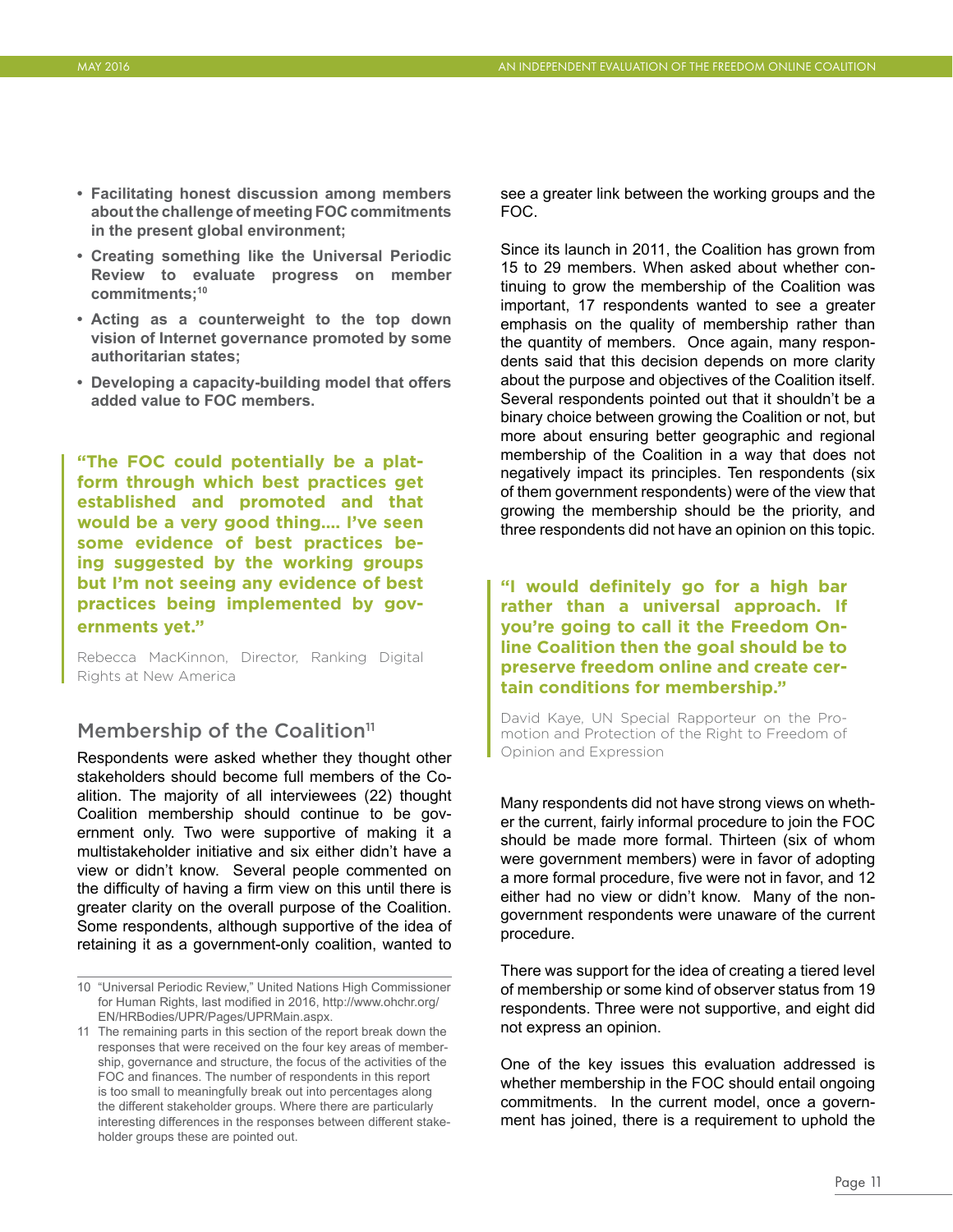- **Facilitating honest discussion among members about the challenge of meeting FOC commitments in the present global environment;**
- **Creating something like the Universal Periodic Review to evaluate progress on member commitments;[10]**
- **Acting as a counterweight to the top down vision of Internet governance promoted by some authoritarian states;**
- **Developing a capacity-building model that offers added value to FOC members.**

> **"The FOC could potentially be a platform through which best practices get established and promoted and that would be a very good thing.... I've seen some evidence of best practices being suggested by the working groups but I'm not seeing any evidence of best practices being implemented by governments yet."**
>
> Rebecca MacKinnon, Director, Ranking Digital Rights at New America

## Membership of the Coalition[11]

Respondents were asked whether they thought other stakeholders should become full members of the Coalition. The majority of all interviewees (22) thought Coalition membership should continue to be government only. Two were supportive of making it a multistakeholder initiative and six either didn't have a view or didn't know. Several people commented on the difficulty of having a firm view on this until there is greater clarity on the overall purpose of the Coalition. Some respondents, although supportive of the idea of retaining it as a government-only coalition, wanted to see a greater link between the working groups and the FOC.

Since its launch in 2011, the Coalition has grown from 15 to 29 members. When asked about whether continuing to grow the membership of the Coalition was important, 17 respondents wanted to see a greater emphasis on the quality of membership rather than the quantity of members. Once again, many respondents said that this decision depends on more clarity about the purpose and objectives of the Coalition itself. Several respondents pointed out that it shouldn't be a binary choice between growing the Coalition or not, but more about ensuring better geographic and regional membership of the Coalition in a way that does not negatively impact its principles. Ten respondents (six of them government respondents) were of the view that growing the membership should be the priority, and three respondents did not have an opinion on this topic.

> **"I would definitely go for a high bar rather than a universal approach. If you're going to call it the Freedom Online Coalition then the goal should be to preserve freedom online and create certain conditions for membership."**
>
> David Kaye, UN Special Rapporteur on the Promotion and Protection of the Right to Freedom of Opinion and Expression

Many respondents did not have strong views on whether the current, fairly informal procedure to join the FOC should be made more formal. Thirteen (six of whom were government members) were in favor of adopting a more formal procedure, five were not in favor, and 12 either had no view or didn't know. Many of the non-government respondents were unaware of the current procedure.

There was support for the idea of creating a tiered level of membership or some kind of observer status from 19 respondents. Three were not supportive, and eight did not express an opinion.

One of the key issues this evaluation addressed is whether membership in the FOC should entail ongoing commitments. In the current model, once a government has joined, there is a requirement to uphold the

---

10 "Universal Periodic Review," United Nations High Commissioner for Human Rights, last modified in 2016, http://www.ohchr.org/EN/HRBodies/UPR/Pages/UPRMain.aspx.

11 The remaining parts in this section of the report break down the responses that were received on the four key areas of membership, governance and structure, the focus of the activities of the FOC and finances. The number of respondents in this report is too small to meaningfully break out into percentages along the different stakeholder groups. Where there are particularly interesting differences in the responses between different stakeholder groups these are pointed out.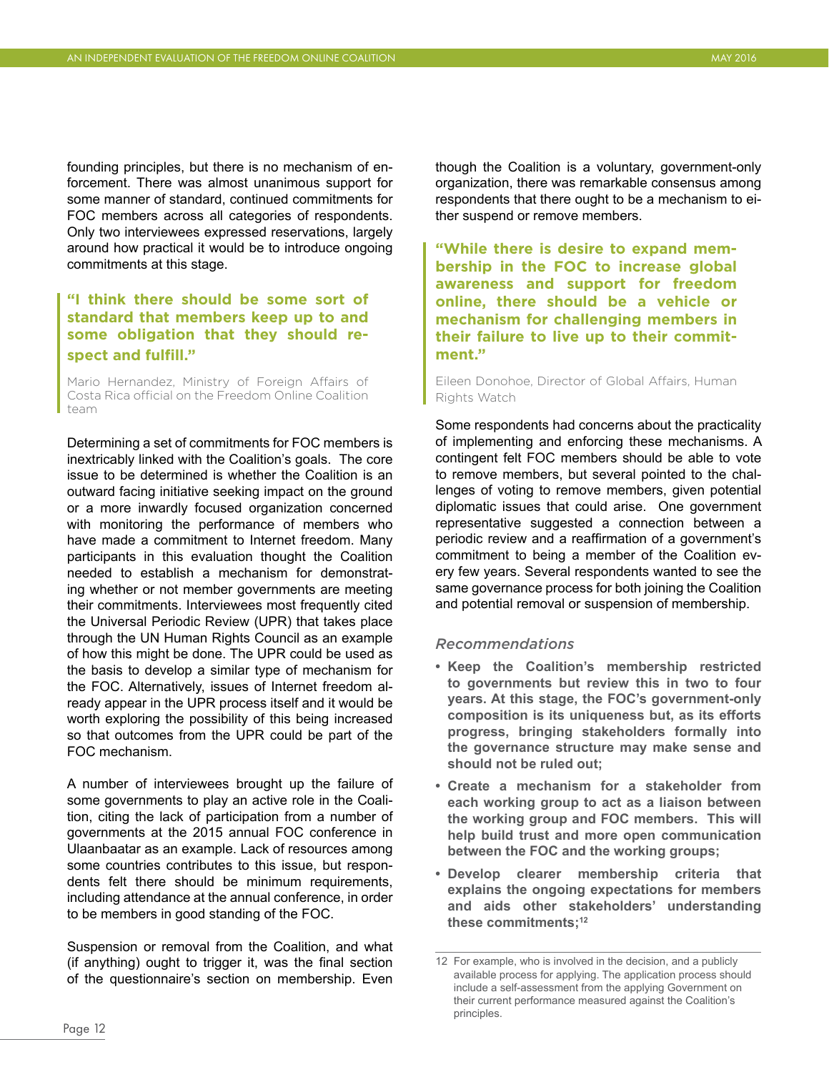founding principles, but there is no mechanism of enforcement. There was almost unanimous support for some manner of standard, continued commitments for FOC members across all categories of respondents. Only two interviewees expressed reservations, largely around how practical it would be to introduce ongoing commitments at this stage.

> **"I think there should be some sort of standard that members keep up to and some obligation that they should respect and fulfill."**
>
> Mario Hernandez, Ministry of Foreign Affairs of Costa Rica official on the Freedom Online Coalition team

Determining a set of commitments for FOC members is inextricably linked with the Coalition's goals. The core issue to be determined is whether the Coalition is an outward facing initiative seeking impact on the ground or a more inwardly focused organization concerned with monitoring the performance of members who have made a commitment to Internet freedom. Many participants in this evaluation thought the Coalition needed to establish a mechanism for demonstrating whether or not member governments are meeting their commitments. Interviewees most frequently cited the Universal Periodic Review (UPR) that takes place through the UN Human Rights Council as an example of how this might be done. The UPR could be used as the basis to develop a similar type of mechanism for the FOC. Alternatively, issues of Internet freedom already appear in the UPR process itself and it would be worth exploring the possibility of this being increased so that outcomes from the UPR could be part of the FOC mechanism.

A number of interviewees brought up the failure of some governments to play an active role in the Coalition, citing the lack of participation from a number of governments at the 2015 annual FOC conference in Ulaanbaatar as an example. Lack of resources among some countries contributes to this issue, but respondents felt there should be minimum requirements, including attendance at the annual conference, in order to be members in good standing of the FOC.

Suspension or removal from the Coalition, and what (if anything) ought to trigger it, was the final section of the questionnaire's section on membership. Even though the Coalition is a voluntary, government-only organization, there was remarkable consensus among respondents that there ought to be a mechanism to either suspend or remove members.

> **"While there is desire to expand membership in the FOC to increase global awareness and support for freedom online, there should be a vehicle or mechanism for challenging members in their failure to live up to their commitment."**
>
> Eileen Donohoe, Director of Global Affairs, Human Rights Watch

Some respondents had concerns about the practicality of implementing and enforcing these mechanisms. A contingent felt FOC members should be able to vote to remove members, but several pointed to the challenges of voting to remove members, given potential diplomatic issues that could arise. One government representative suggested a connection between a periodic review and a reaffirmation of a government's commitment to being a member of the Coalition every few years. Several respondents wanted to see the same governance process for both joining the Coalition and potential removal or suspension of membership.

### *Recommendations*

- **Keep the Coalition's membership restricted to governments but review this in two to four years. At this stage, the FOC's government-only composition is its uniqueness but, as its efforts progress, bringing stakeholders formally into the governance structure may make sense and should not be ruled out;**
- **Create a mechanism for a stakeholder from each working group to act as a liaison between the working group and FOC members. This will help build trust and more open communication between the FOC and the working groups;**
- **Develop clearer membership criteria that explains the ongoing expectations for members and aids other stakeholders' understanding these commitments;[12]**

12 For example, who is involved in the decision, and a publicly available process for applying. The application process should include a self-assessment from the applying Government on their current performance measured against the Coalition's principles.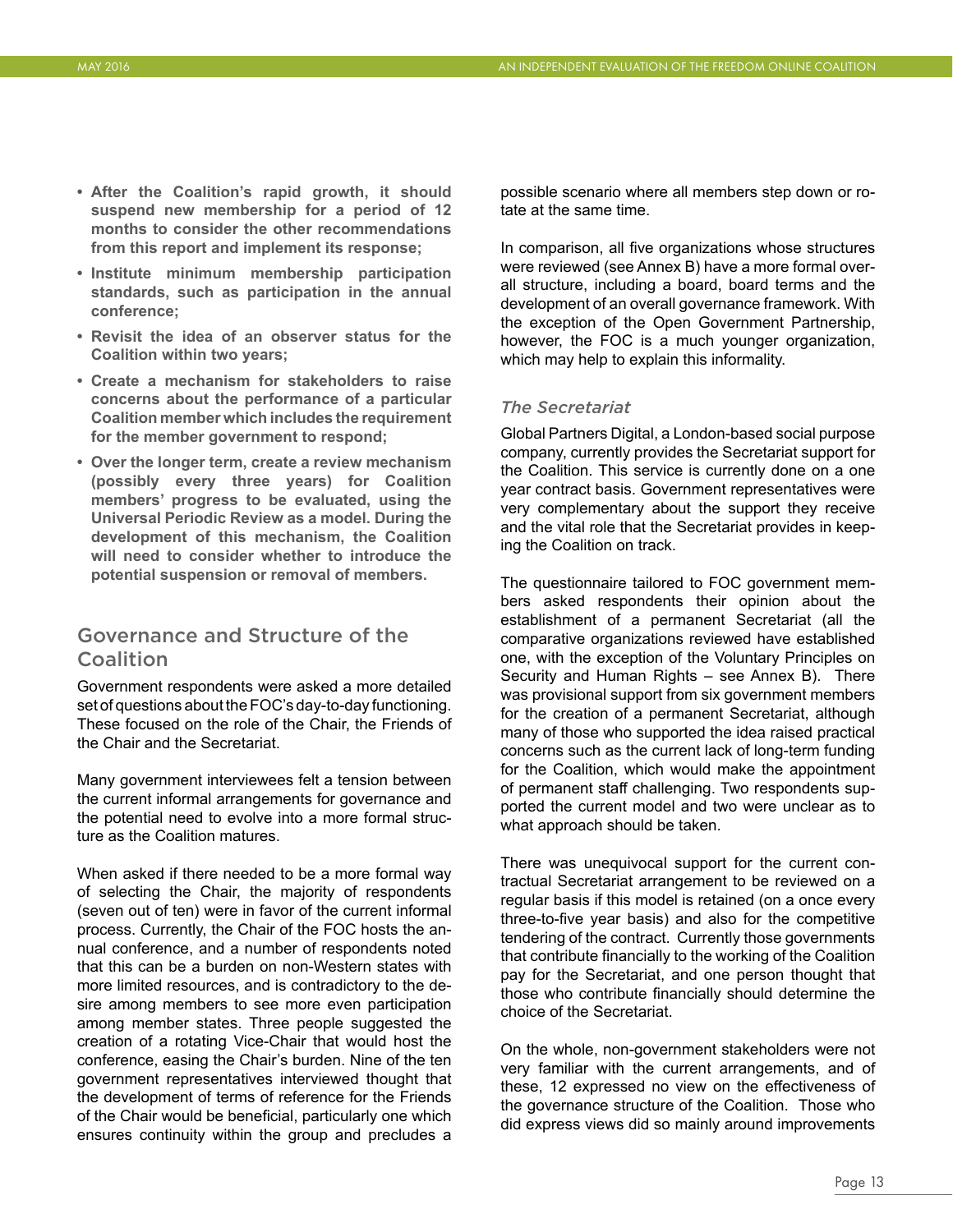- **After the Coalition's rapid growth, it should suspend new membership for a period of 12 months to consider the other recommendations from this report and implement its response;**
- **Institute minimum membership participation standards, such as participation in the annual conference;**
- **Revisit the idea of an observer status for the Coalition within two years;**
- **Create a mechanism for stakeholders to raise concerns about the performance of a particular Coalition member which includes the requirement for the member government to respond;**
- **Over the longer term, create a review mechanism (possibly every three years) for Coalition members' progress to be evaluated, using the Universal Periodic Review as a model. During the development of this mechanism, the Coalition will need to consider whether to introduce the potential suspension or removal of members.**

## Governance and Structure of the Coalition

Government respondents were asked a more detailed set of questions about the FOC's day-to-day functioning. These focused on the role of the Chair, the Friends of the Chair and the Secretariat.

Many government interviewees felt a tension between the current informal arrangements for governance and the potential need to evolve into a more formal structure as the Coalition matures.

When asked if there needed to be a more formal way of selecting the Chair, the majority of respondents (seven out of ten) were in favor of the current informal process. Currently, the Chair of the FOC hosts the annual conference, and a number of respondents noted that this can be a burden on non-Western states with more limited resources, and is contradictory to the desire among members to see more even participation among member states. Three people suggested the creation of a rotating Vice-Chair that would host the conference, easing the Chair's burden. Nine of the ten government representatives interviewed thought that the development of terms of reference for the Friends of the Chair would be beneficial, particularly one which ensures continuity within the group and precludes a possible scenario where all members step down or rotate at the same time.

In comparison, all five organizations whose structures were reviewed (see Annex B) have a more formal overall structure, including a board, board terms and the development of an overall governance framework. With the exception of the Open Government Partnership, however, the FOC is a much younger organization, which may help to explain this informality.

### *The Secretariat*

Global Partners Digital, a London-based social purpose company, currently provides the Secretariat support for the Coalition. This service is currently done on a one year contract basis. Government representatives were very complementary about the support they receive and the vital role that the Secretariat provides in keeping the Coalition on track.

The questionnaire tailored to FOC government members asked respondents their opinion about the establishment of a permanent Secretariat (all the comparative organizations reviewed have established one, with the exception of the Voluntary Principles on Security and Human Rights – see Annex B). There was provisional support from six government members for the creation of a permanent Secretariat, although many of those who supported the idea raised practical concerns such as the current lack of long-term funding for the Coalition, which would make the appointment of permanent staff challenging. Two respondents supported the current model and two were unclear as to what approach should be taken.

There was unequivocal support for the current contractual Secretariat arrangement to be reviewed on a regular basis if this model is retained (on a once every three-to-five year basis) and also for the competitive tendering of the contract. Currently those governments that contribute financially to the working of the Coalition pay for the Secretariat, and one person thought that those who contribute financially should determine the choice of the Secretariat.

On the whole, non-government stakeholders were not very familiar with the current arrangements, and of these, 12 expressed no view on the effectiveness of the governance structure of the Coalition. Those who did express views did so mainly around improvements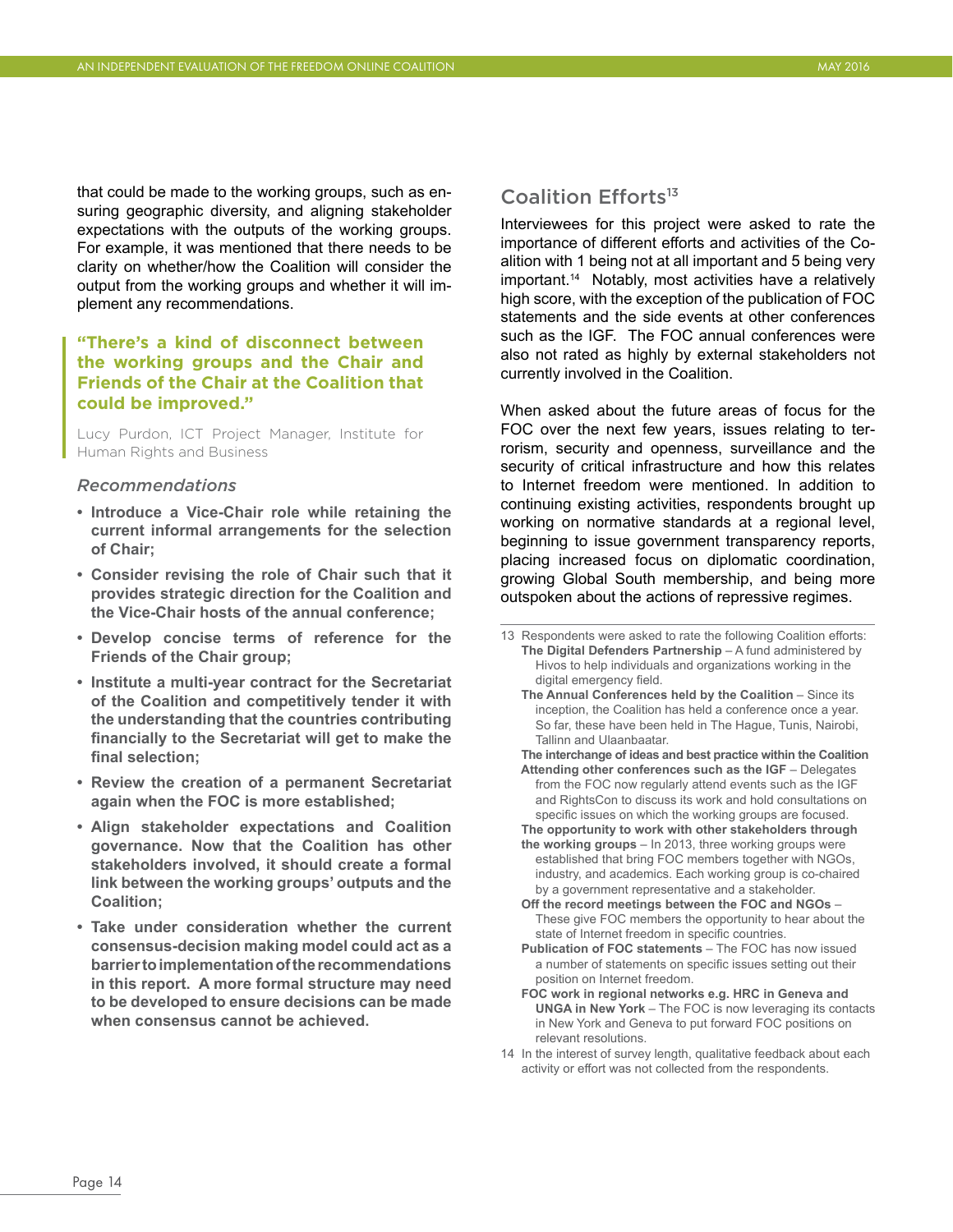that could be made to the working groups, such as ensuring geographic diversity, and aligning stakeholder expectations with the outputs of the working groups. For example, it was mentioned that there needs to be clarity on whether/how the Coalition will consider the output from the working groups and whether it will implement any recommendations.

> **"There's a kind of disconnect between the working groups and the Chair and Friends of the Chair at the Coalition that could be improved."**
>
> Lucy Purdon, ICT Project Manager, Institute for Human Rights and Business

### *Recommendations*

- **Introduce a Vice-Chair role while retaining the current informal arrangements for the selection of Chair;**
- **Consider revising the role of Chair such that it provides strategic direction for the Coalition and the Vice-Chair hosts of the annual conference;**
- **Develop concise terms of reference for the Friends of the Chair group;**
- **Institute a multi-year contract for the Secretariat of the Coalition and competitively tender it with the understanding that the countries contributing financially to the Secretariat will get to make the final selection;**
- **Review the creation of a permanent Secretariat again when the FOC is more established;**
- **Align stakeholder expectations and Coalition governance. Now that the Coalition has other stakeholders involved, it should create a formal link between the working groups' outputs and the Coalition;**
- **Take under consideration whether the current consensus-decision making model could act as a barrier to implementation of the recommendations in this report. A more formal structure may need to be developed to ensure decisions can be made when consensus cannot be achieved.**

## Coalition Efforts[13]

Interviewees for this project were asked to rate the importance of different efforts and activities of the Coalition with 1 being not at all important and 5 being very important.[14] Notably, most activities have a relatively high score, with the exception of the publication of FOC statements and the side events at other conferences such as the IGF. The FOC annual conferences were also not rated as highly by external stakeholders not currently involved in the Coalition.

When asked about the future areas of focus for the FOC over the next few years, issues relating to terrorism, security and openness, surveillance and the security of critical infrastructure and how this relates to Internet freedom were mentioned. In addition to continuing existing activities, respondents brought up working on normative standards at a regional level, beginning to issue government transparency reports, placing increased focus on diplomatic coordination, growing Global South membership, and being more outspoken about the actions of repressive regimes.

---

13 Respondents were asked to rate the following Coalition efforts:

**The Digital Defenders Partnership** – A fund administered by Hivos to help individuals and organizations working in the digital emergency field.

**The Annual Conferences held by the Coalition** – Since its inception, the Coalition has held a conference once a year. So far, these have been held in The Hague, Tunis, Nairobi, Tallinn and Ulaanbaatar.

**The interchange of ideas and best practice within the Coalition**

**Attending other conferences such as the IGF** – Delegates from the FOC now regularly attend events such as the IGF and RightsCon to discuss its work and hold consultations on specific issues on which the working groups are focused.

**The opportunity to work with other stakeholders through the working groups** – In 2013, three working groups were established that bring FOC members together with NGOs, industry, and academics. Each working group is co-chaired by a government representative and a stakeholder.

**Off the record meetings between the FOC and NGOs** – These give FOC members the opportunity to hear about the state of Internet freedom in specific countries.

**Publication of FOC statements** – The FOC has now issued a number of statements on specific issues setting out their position on Internet freedom.

**FOC work in regional networks e.g. HRC in Geneva and UNGA in New York** – The FOC is now leveraging its contacts in New York and Geneva to put forward FOC positions on relevant resolutions.

14 In the interest of survey length, qualitative feedback about each activity or effort was not collected from the respondents.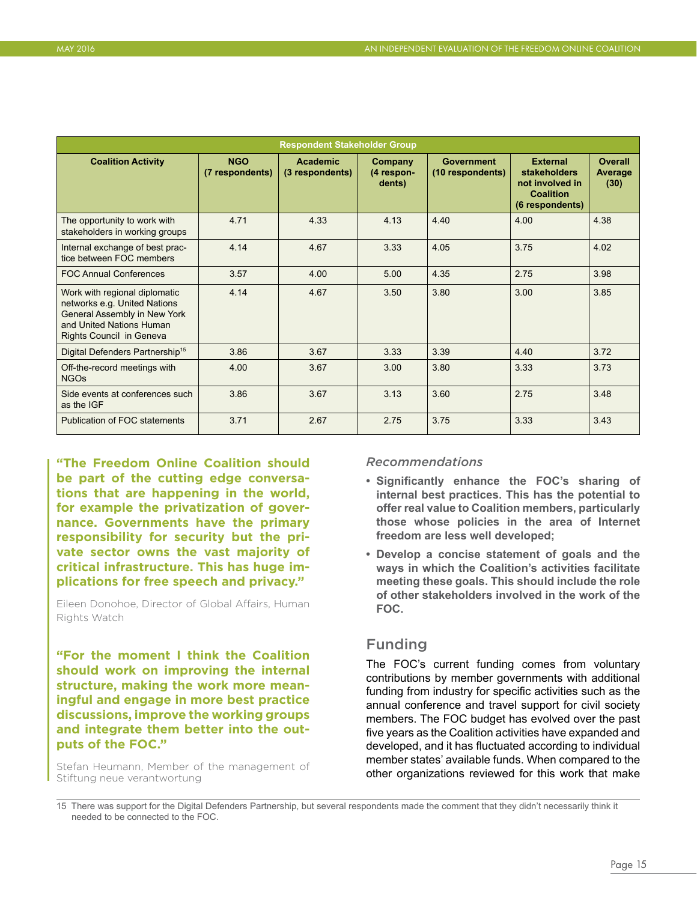| Coalition Activity | Respondent Stakeholder Group | | | | | |
|---|---|---|---|---|---|---|
| | NGO (7 respondents) | Academic (3 respondents) | Company (4 respondents) | Government (10 respondents) | External stakeholders not involved in Coalition (6 respondents) | Overall Average (30) |
| The opportunity to work with stakeholders in working groups | 4.71 | 4.33 | 4.13 | 4.40 | 4.00 | 4.38 |
| Internal exchange of best practice between FOC members | 4.14 | 4.67 | 3.33 | 4.05 | 3.75 | 4.02 |
| FOC Annual Conferences | 3.57 | 4.00 | 5.00 | 4.35 | 2.75 | 3.98 |
| Work with regional diplomatic networks e.g. United Nations General Assembly in New York and United Nations Human Rights Council in Geneva | 4.14 | 4.67 | 3.50 | 3.80 | 3.00 | 3.85 |
| Digital Defenders Partnership[15] | 3.86 | 3.67 | 3.33 | 3.39 | 4.40 | 3.72 |
| Off-the-record meetings with NGOs | 4.00 | 3.67 | 3.00 | 3.80 | 3.33 | 3.73 |
| Side events at conferences such as the IGF | 3.86 | 3.67 | 3.13 | 3.60 | 2.75 | 3.48 |
| Publication of FOC statements | 3.71 | 2.67 | 2.75 | 3.75 | 3.33 | 3.43 |

**"The Freedom Online Coalition should be part of the cutting edge conversations that are happening in the world, for example the privatization of governance. Governments have the primary responsibility for security but the private sector owns the vast majority of critical infrastructure. This has huge implications for free speech and privacy."**

Eileen Donohoe, Director of Global Affairs, Human Rights Watch

**"For the moment I think the Coalition should work on improving the internal structure, making the work more meaningful and engage in more best practice discussions, improve the working groups and integrate them better into the outputs of the FOC."**

Stefan Heumann, Member of the management of Stiftung neue verantwortung

*Recommendations*

- **Significantly enhance the FOC's sharing of internal best practices. This has the potential to offer real value to Coalition members, particularly those whose policies in the area of Internet freedom are less well developed;**
- **Develop a concise statement of goals and the ways in which the Coalition's activities facilitate meeting these goals. This should include the role of other stakeholders involved in the work of the FOC.**

## Funding

The FOC's current funding comes from voluntary contributions by member governments with additional funding from industry for specific activities such as the annual conference and travel support for civil society members. The FOC budget has evolved over the past five years as the Coalition activities have expanded and developed, and it has fluctuated according to individual member states' available funds. When compared to the other organizations reviewed for this work that make

15 There was support for the Digital Defenders Partnership, but several respondents made the comment that they didn't necessarily think it needed to be connected to the FOC.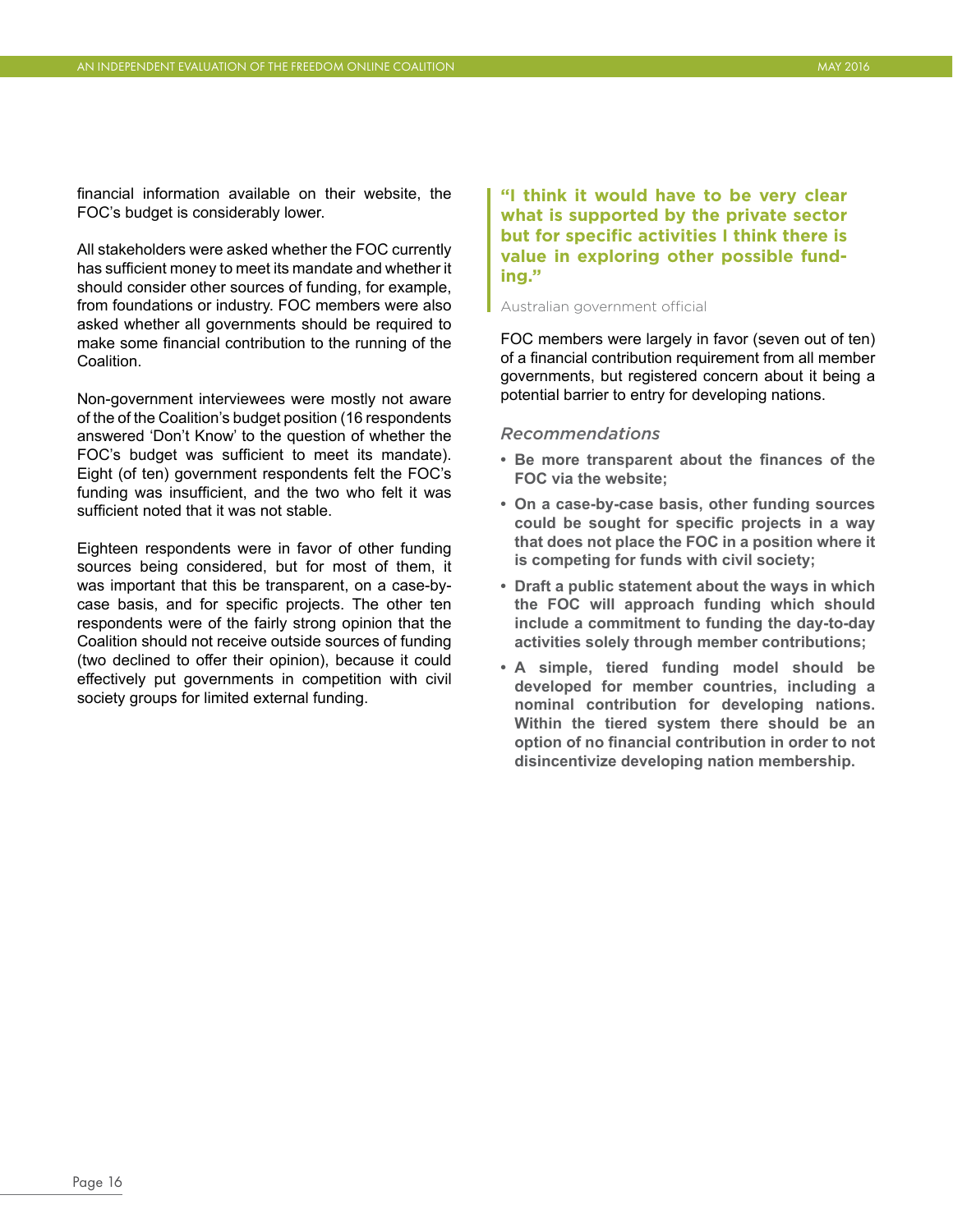financial information available on their website, the FOC's budget is considerably lower.

All stakeholders were asked whether the FOC currently has sufficient money to meet its mandate and whether it should consider other sources of funding, for example, from foundations or industry. FOC members were also asked whether all governments should be required to make some financial contribution to the running of the Coalition.

Non-government interviewees were mostly not aware of the of the Coalition's budget position (16 respondents answered 'Don't Know' to the question of whether the FOC's budget was sufficient to meet its mandate). Eight (of ten) government respondents felt the FOC's funding was insufficient, and the two who felt it was sufficient noted that it was not stable.

Eighteen respondents were in favor of other funding sources being considered, but for most of them, it was important that this be transparent, on a case-by-case basis, and for specific projects. The other ten respondents were of the fairly strong opinion that the Coalition should not receive outside sources of funding (two declined to offer their opinion), because it could effectively put governments in competition with civil society groups for limited external funding.

> **"I think it would have to be very clear what is supported by the private sector but for specific activities I think there is value in exploring other possible funding."**
>
> Australian government official

FOC members were largely in favor (seven out of ten) of a financial contribution requirement from all member governments, but registered concern about it being a potential barrier to entry for developing nations.

### *Recommendations*

- **Be more transparent about the finances of the FOC via the website;**
- **On a case-by-case basis, other funding sources could be sought for specific projects in a way that does not place the FOC in a position where it is competing for funds with civil society;**
- **Draft a public statement about the ways in which the FOC will approach funding which should include a commitment to funding the day-to-day activities solely through member contributions;**
- **A simple, tiered funding model should be developed for member countries, including a nominal contribution for developing nations. Within the tiered system there should be an option of no financial contribution in order to not disincentivize developing nation membership.**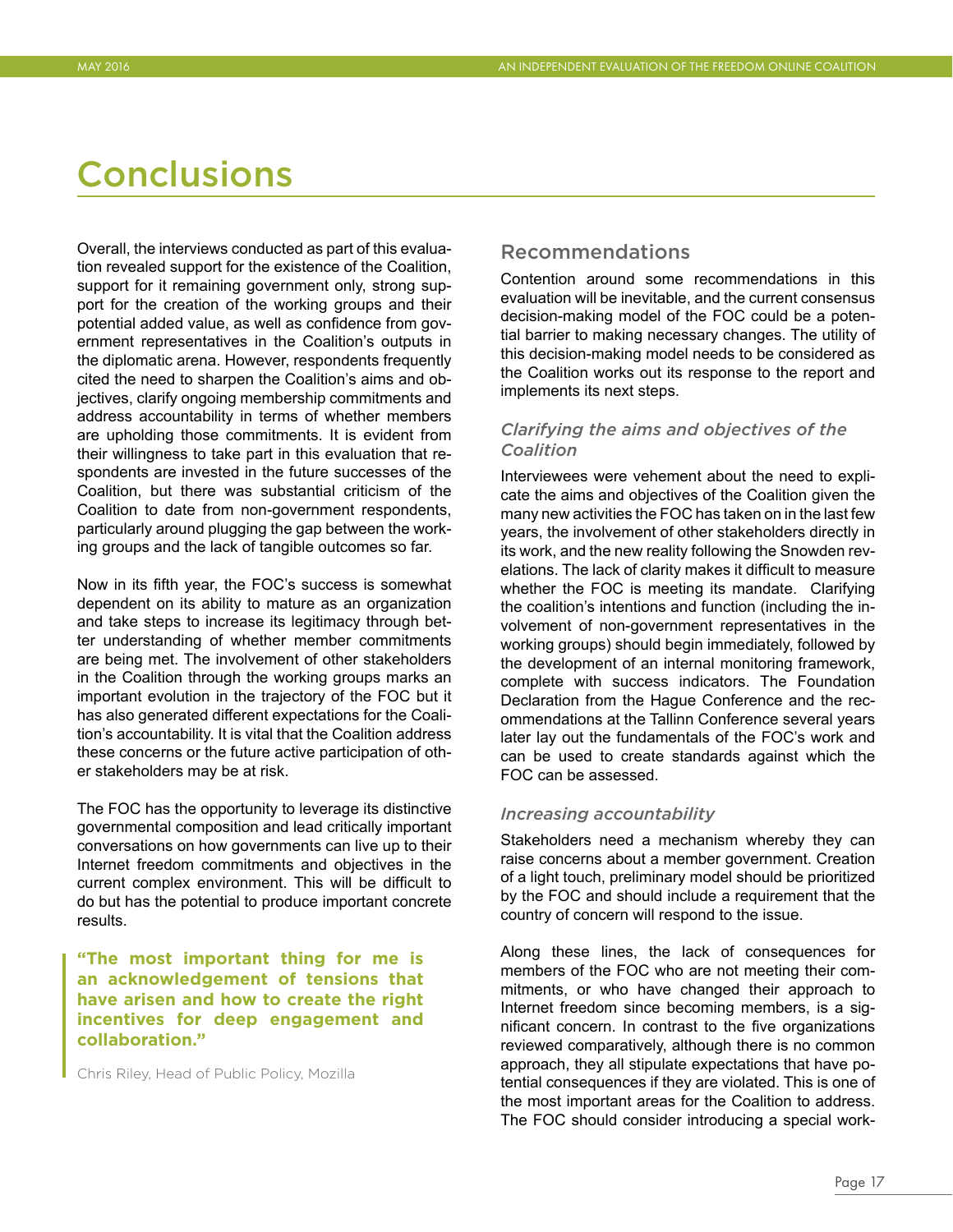# Conclusions

Overall, the interviews conducted as part of this evaluation revealed support for the existence of the Coalition, support for it remaining government only, strong support for the creation of the working groups and their potential added value, as well as confidence from government representatives in the Coalition's outputs in the diplomatic arena. However, respondents frequently cited the need to sharpen the Coalition's aims and objectives, clarify ongoing membership commitments and address accountability in terms of whether members are upholding those commitments. It is evident from their willingness to take part in this evaluation that respondents are invested in the future successes of the Coalition, but there was substantial criticism of the Coalition to date from non-government respondents, particularly around plugging the gap between the working groups and the lack of tangible outcomes so far.

Now in its fifth year, the FOC's success is somewhat dependent on its ability to mature as an organization and take steps to increase its legitimacy through better understanding of whether member commitments are being met. The involvement of other stakeholders in the Coalition through the working groups marks an important evolution in the trajectory of the FOC but it has also generated different expectations for the Coalition's accountability. It is vital that the Coalition address these concerns or the future active participation of other stakeholders may be at risk.

The FOC has the opportunity to leverage its distinctive governmental composition and lead critically important conversations on how governments can live up to their Internet freedom commitments and objectives in the current complex environment. This will be difficult to do but has the potential to produce important concrete results.

> **"The most important thing for me is an acknowledgement of tensions that have arisen and how to create the right incentives for deep engagement and collaboration."**
>
> Chris Riley, Head of Public Policy, Mozilla

## Recommendations

Contention around some recommendations in this evaluation will be inevitable, and the current consensus decision-making model of the FOC could be a potential barrier to making necessary changes. The utility of this decision-making model needs to be considered as the Coalition works out its response to the report and implements its next steps.

### *Clarifying the aims and objectives of the Coalition*

Interviewees were vehement about the need to explicate the aims and objectives of the Coalition given the many new activities the FOC has taken on in the last few years, the involvement of other stakeholders directly in its work, and the new reality following the Snowden revelations. The lack of clarity makes it difficult to measure whether the FOC is meeting its mandate. Clarifying the coalition's intentions and function (including the involvement of non-government representatives in the working groups) should begin immediately, followed by the development of an internal monitoring framework, complete with success indicators. The Foundation Declaration from the Hague Conference and the recommendations at the Tallinn Conference several years later lay out the fundamentals of the FOC's work and can be used to create standards against which the FOC can be assessed.

### *Increasing accountability*

Stakeholders need a mechanism whereby they can raise concerns about a member government. Creation of a light touch, preliminary model should be prioritized by the FOC and should include a requirement that the country of concern will respond to the issue.

Along these lines, the lack of consequences for members of the FOC who are not meeting their commitments, or who have changed their approach to Internet freedom since becoming members, is a significant concern. In contrast to the five organizations reviewed comparatively, although there is no common approach, they all stipulate expectations that have potential consequences if they are violated. This is one of the most important areas for the Coalition to address. The FOC should consider introducing a special work-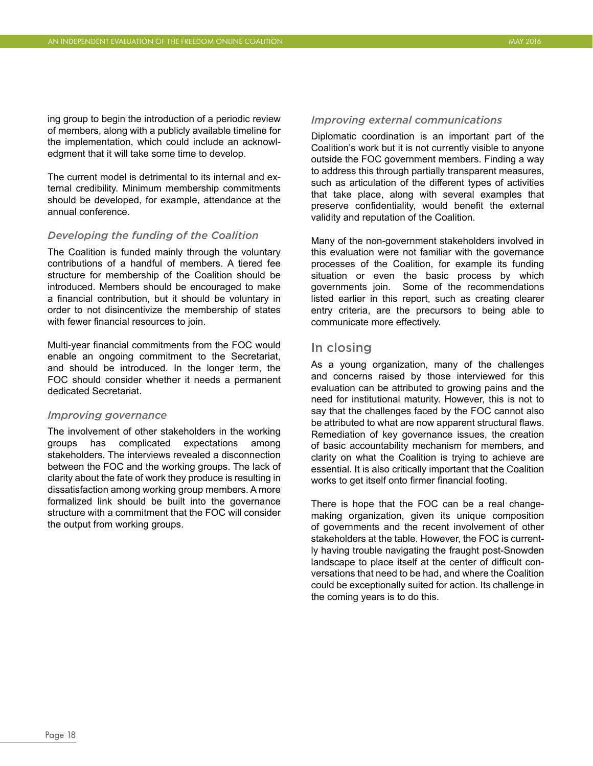ing group to begin the introduction of a periodic review of members, along with a publicly available timeline for the implementation, which could include an acknowledgment that it will take some time to develop.

The current model is detrimental to its internal and external credibility. Minimum membership commitments should be developed, for example, attendance at the annual conference.

### *Developing the funding of the Coalition*

The Coalition is funded mainly through the voluntary contributions of a handful of members. A tiered fee structure for membership of the Coalition should be introduced. Members should be encouraged to make a financial contribution, but it should be voluntary in order to not disincentivize the membership of states with fewer financial resources to join.

Multi-year financial commitments from the FOC would enable an ongoing commitment to the Secretariat, and should be introduced. In the longer term, the FOC should consider whether it needs a permanent dedicated Secretariat.

### *Improving governance*

The involvement of other stakeholders in the working groups has complicated expectations among stakeholders. The interviews revealed a disconnection between the FOC and the working groups. The lack of clarity about the fate of work they produce is resulting in dissatisfaction among working group members. A more formalized link should be built into the governance structure with a commitment that the FOC will consider the output from working groups.

### *Improving external communications*

Diplomatic coordination is an important part of the Coalition's work but it is not currently visible to anyone outside the FOC government members. Finding a way to address this through partially transparent measures, such as articulation of the different types of activities that take place, along with several examples that preserve confidentiality, would benefit the external validity and reputation of the Coalition.

Many of the non-government stakeholders involved in this evaluation were not familiar with the governance processes of the Coalition, for example its funding situation or even the basic process by which governments join. Some of the recommendations listed earlier in this report, such as creating clearer entry criteria, are the precursors to being able to communicate more effectively.

## In closing

As a young organization, many of the challenges and concerns raised by those interviewed for this evaluation can be attributed to growing pains and the need for institutional maturity. However, this is not to say that the challenges faced by the FOC cannot also be attributed to what are now apparent structural flaws. Remediation of key governance issues, the creation of basic accountability mechanism for members, and clarity on what the Coalition is trying to achieve are essential. It is also critically important that the Coalition works to get itself onto firmer financial footing.

There is hope that the FOC can be a real change-making organization, given its unique composition of governments and the recent involvement of other stakeholders at the table. However, the FOC is currently having trouble navigating the fraught post-Snowden landscape to place itself at the center of difficult conversations that need to be had, and where the Coalition could be exceptionally suited for action. Its challenge in the coming years is to do this.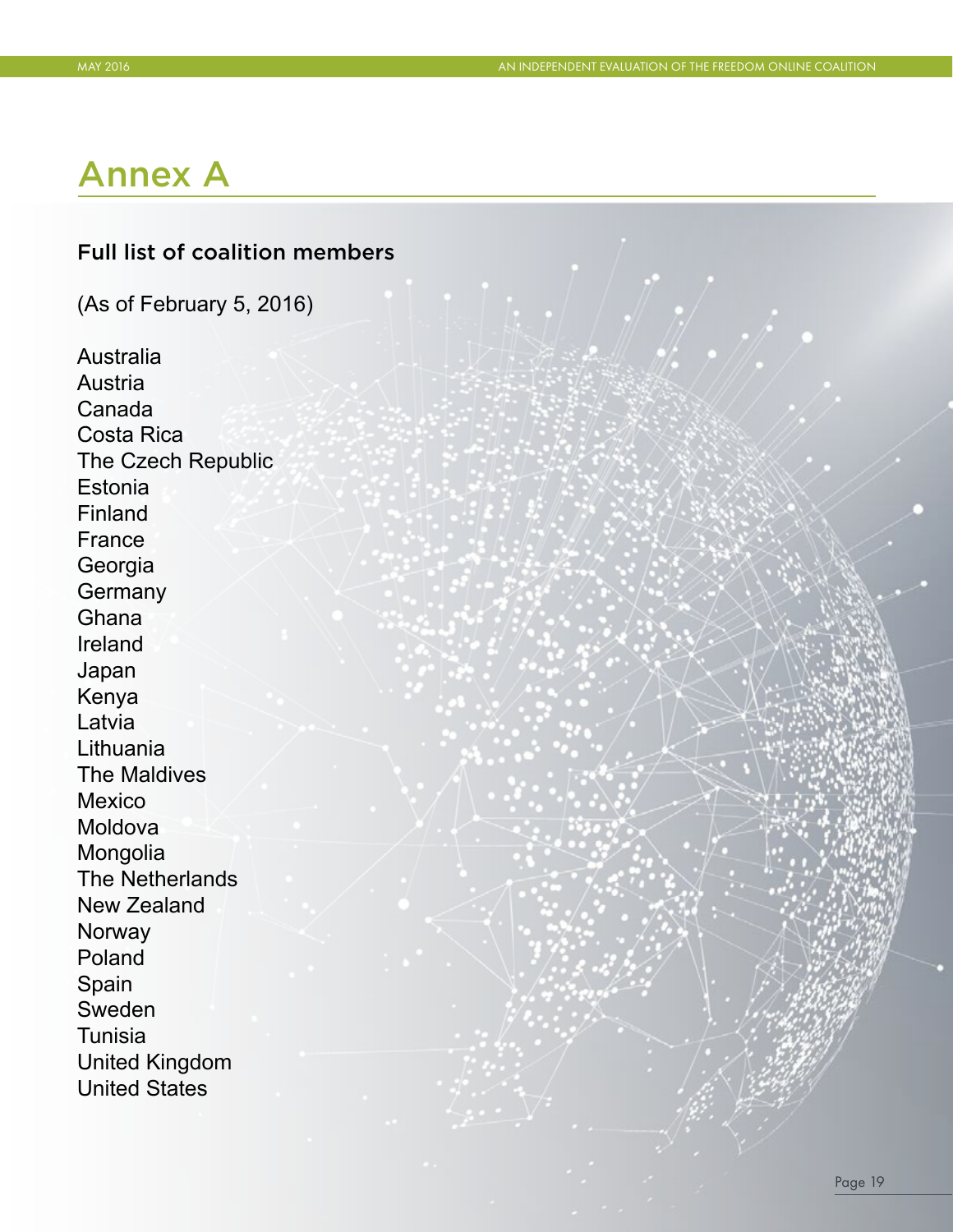# Annex A

## Full list of coalition members

(As of February 5, 2016)

Australia
Austria
Canada
Costa Rica
The Czech Republic
Estonia
Finland
France
Georgia
Germany
Ghana
Ireland
Japan
Kenya
Latvia
Lithuania
The Maldives
Mexico
Moldova
Mongolia
The Netherlands
New Zealand
Norway
Poland
Spain
Sweden
Tunisia
United Kingdom
United States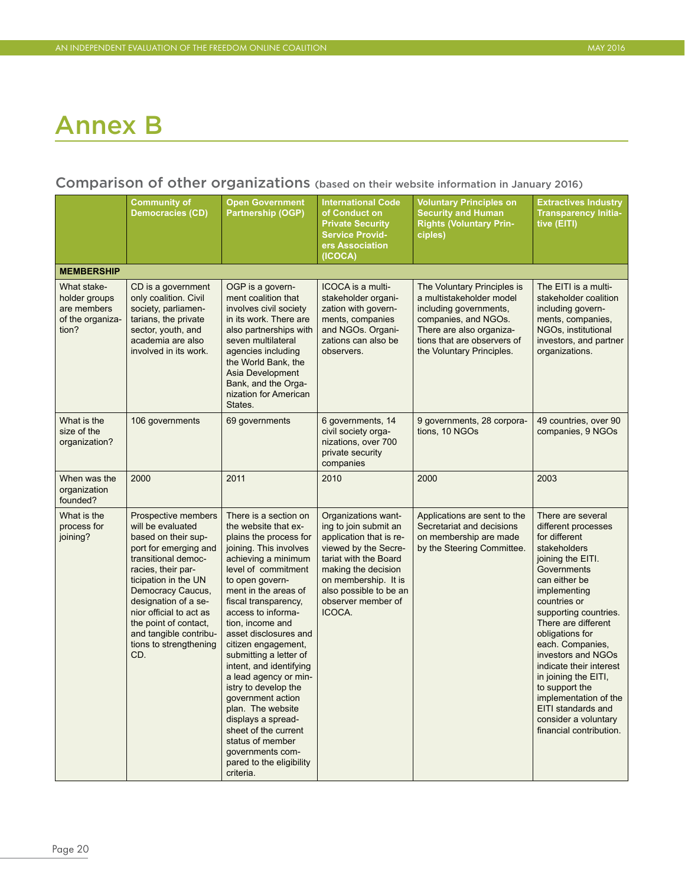# Annex B

## Comparison of other organizations (based on their website information in January 2016)

| | Community of Democracies (CD) | Open Government Partnership (OGP) | International Code of Conduct on Private Security Service Providers Association (ICOCA) | Voluntary Principles on Security and Human Rights (Voluntary Principles) | Extractives Industry Transparency Initiative (EITI) |
|---|---|---|---|---|---|
| **MEMBERSHIP** | | | | | |
| What stakeholder groups are members of the organization? | CD is a government only coalition. Civil society, parliamentarians, the private sector, youth, and academia are also involved in its work. | OGP is a government coalition that involves civil society in its work. There are also partnerships with seven multilateral agencies including the World Bank, the Asia Development Bank, and the Organization for American States. | ICOCA is a multistakeholder organization with governments, companies and NGOs. Organizations can also be observers. | The Voluntary Principles is a multistakeholder model including governments, companies, and NGOs. There are also organizations that are observers of the Voluntary Principles. | The EITI is a multistakeholder coalition including governments, companies, NGOs, institutional investors, and partner organizations. |
| What is the size of the organization? | 106 governments | 69 governments | 6 governments, 14 civil society organizations, over 700 private security companies | 9 governments, 28 corporations, 10 NGOs | 49 countries, over 90 companies, 9 NGOs |
| When was the organization founded? | 2000 | 2011 | 2010 | 2000 | 2003 |
| What is the process for joining? | Prospective members will be evaluated based on their support for emerging and transitional democracies, their participation in the UN Democracy Caucus, designation of a senior official to act as the point of contact, and tangible contributions to strengthening CD. | There is a section on the website that explains the process for joining. This involves achieving a minimum level of commitment to open government in the areas of fiscal transparency, access to information, income and asset disclosures and citizen engagement, submitting a letter of intent, and identifying a lead agency or ministry to develop the government action plan. The website displays a spreadsheet of the current status of member governments compared to the eligibility criteria. | Organizations wanting to join submit an application that is reviewed by the Secretariat with the Board making the decision on membership. It is also possible to be an observer member of ICOCA. | Applications are sent to the Secretariat and decisions on membership are made by the Steering Committee. | There are several different processes for different stakeholders joining the EITI. Governments can either be implementing countries or supporting countries. There are different obligations for each. Companies, investors and NGOs indicate their interest in joining the EITI, to support the implementation of the EITI standards and consider a voluntary financial contribution. |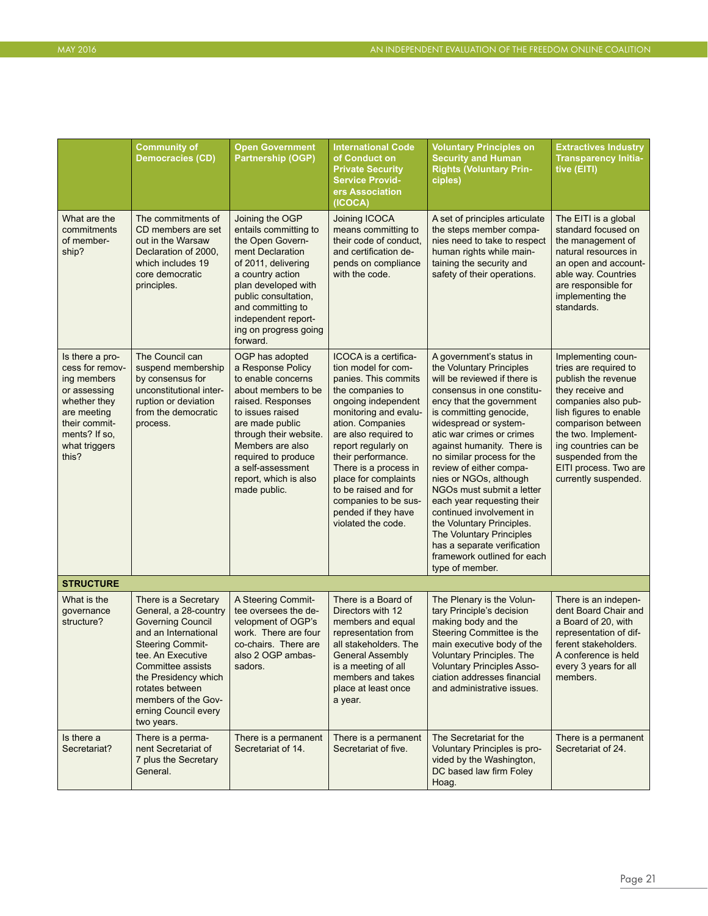| | Community of Democracies (CD) | Open Government Partnership (OGP) | International Code of Conduct on Private Security Service Providers Association (ICOCA) | Voluntary Principles on Security and Human Rights (Voluntary Principles) | Extractives Industry Transparency Initiative (EITI) |
|---|---|---|---|---|---|
| What are the commitments of membership? | The commitments of CD members are set out in the Warsaw Declaration of 2000, which includes 19 core democratic principles. | Joining the OGP entails committing to the Open Government Declaration of 2011, delivering a country action plan developed with public consultation, and committing to independent reporting on progress going forward. | Joining ICOCA means committing to their code of conduct, and certification depends on compliance with the code. | A set of principles articulate the steps member companies need to take to respect human rights while maintaining the security and safety of their operations. | The EITI is a global standard focused on the management of natural resources in an open and accountable way. Countries are responsible for implementing the standards. |
| Is there a process for removing members or assessing whether they are meeting their commitments? If so, what triggers this? | The Council can suspend membership by consensus for unconstitutional interruption or deviation from the democratic process. | OGP has adopted a Response Policy to enable concerns about members to be raised. Responses to issues raised are made public through their website. Members are also required to produce a self-assessment report, which is also made public. | ICOCA is a certification model for companies. This commits the companies to ongoing independent monitoring and evaluation. Companies are also required to report regularly on their performance. There is a process in place for complaints to be raised and for companies to be suspended if they have violated the code. | A government's status in the Voluntary Principles will be reviewed if there is consensus in one constituency that the government is committing genocide, widespread or systematic war crimes or crimes against humanity. There is no similar process for the review of either companies or NGOs, although NGOs must submit a letter each year requesting their continued involvement in the Voluntary Principles. The Voluntary Principles has a separate verification framework outlined for each type of member. | Implementing countries are required to publish the revenue they receive and companies also publish figures to enable comparison between the two. Implementing countries can be suspended from the EITI process. Two are currently suspended. |
| **STRUCTURE** | | | | | |
| What is the governance structure? | There is a Secretary General, a 28-country Governing Council and an International Steering Committee. An Executive Committee assists the Presidency which rotates between members of the Governing Council every two years. | A Steering Committee oversees the development of OGP's work. There are four co-chairs. There are also 2 OGP ambassadors. | There is a Board of Directors with 12 members and equal representation from all stakeholders. The General Assembly is a meeting of all members and takes place at least once a year. | The Plenary is the Voluntary Principle's decision making body and the Steering Committee is the main executive body of the Voluntary Principles. The Voluntary Principles Association addresses financial and administrative issues. | There is an independent Board Chair and a Board of 20, with representation of different stakeholders. A conference is held every 3 years for all members. |
| Is there a Secretariat? | There is a permanent Secretariat of 7 plus the Secretary General. | There is a permanent Secretariat of 14. | There is a permanent Secretariat of five. | The Secretariat for the Voluntary Principles is provided by the Washington, DC based law firm Foley Hoag. | There is a permanent Secretariat of 24. |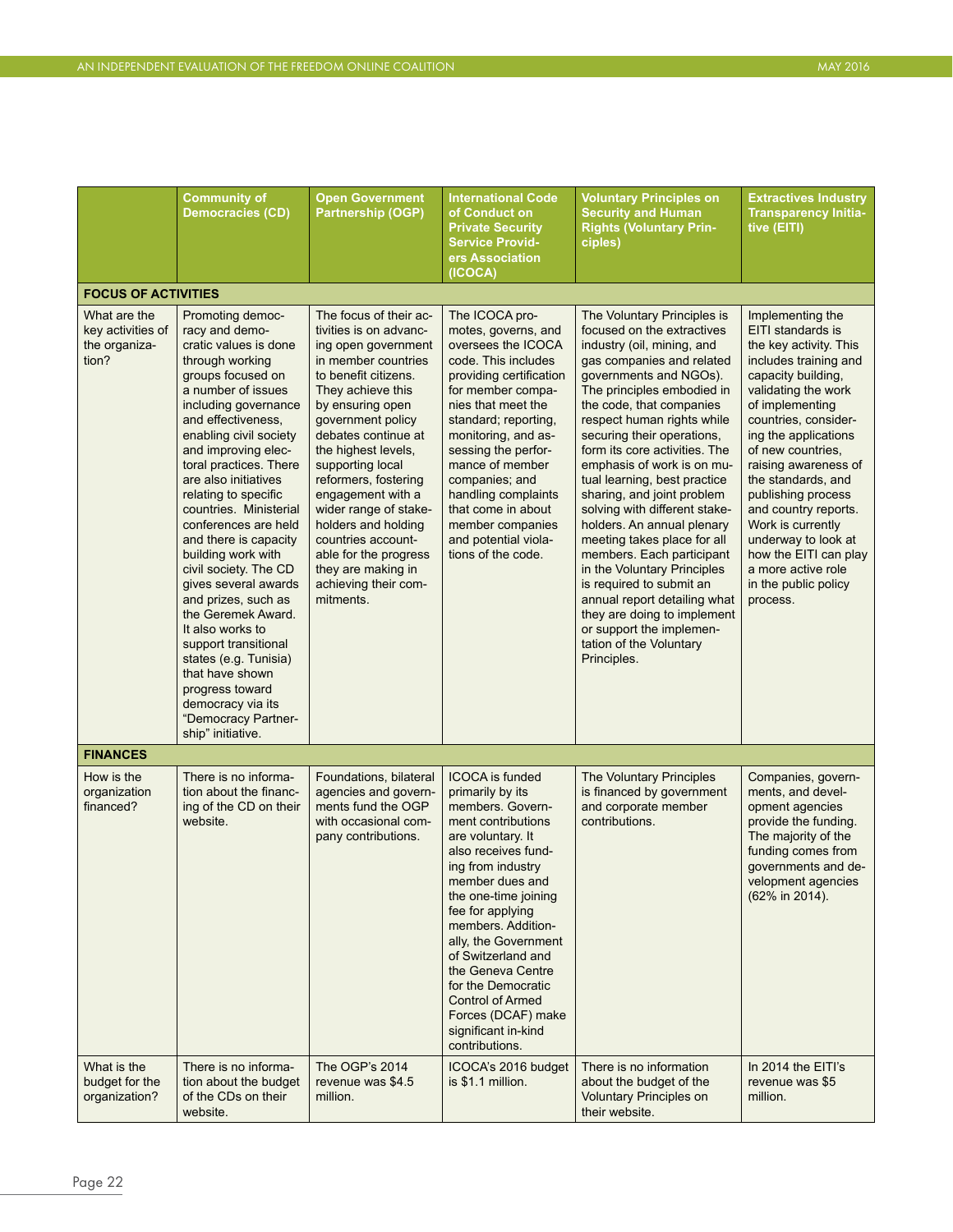| | Community of Democracies (CD) | Open Government Partnership (OGP) | International Code of Conduct on Private Security Service Providers Association (ICOCA) | Voluntary Principles on Security and Human Rights (Voluntary Principles) | Extractives Industry Transparency Initiative (EITI) |
|---|---|---|---|---|---|
| **FOCUS OF ACTIVITIES** | | | | | |
| What are the key activities of the organization? | Promoting democracy and democratic values is done through working groups focused on a number of issues including governance and effectiveness, enabling civil society and improving electoral practices. There are also initiatives relating to specific countries. Ministerial conferences are held and there is capacity building work with civil society. The CD gives several awards and prizes, such as the Geremek Award. It also works to support transitional states (e.g. Tunisia) that have shown progress toward democracy via its "Democracy Partnership" initiative. | The focus of their activities is on advancing open government in member countries to benefit citizens. They achieve this by ensuring open government policy debates continue at the highest levels, supporting local reformers, fostering engagement with a wider range of stakeholders and holding countries accountable for the progress they are making in achieving their commitments. | The ICOCA promotes, governs, and oversees the ICOCA code. This includes providing certification for member companies that meet the standard; reporting, monitoring, and assessing the performance of member companies; and handling complaints that come in about member companies and potential violations of the code. | The Voluntary Principles is focused on the extractives industry (oil, mining, and gas companies and related governments and NGOs). The principles embodied in the code, that companies respect human rights while securing their operations, form its core activities. The emphasis of work is on mutual learning, best practice sharing, and joint problem solving with different stakeholders. An annual plenary meeting takes place for all members. Each participant in the Voluntary Principles is required to submit an annual report detailing what they are doing to implement or support the implementation of the Voluntary Principles. | Implementing the EITI standards is the key activity. This includes training and capacity building, validating the work of implementing countries, considering the applications of new countries, raising awareness of the standards, and publishing process and country reports. Work is currently underway to look at how the EITI can play a more active role in the public policy process. |
| **FINANCES** | | | | | |
| How is the organization financed? | There is no information about the financing of the CD on their website. | Foundations, bilateral agencies and governments fund the OGP with occasional company contributions. | ICOCA is funded primarily by its members. Government contributions are voluntary. It also receives funding from industry member dues and the one-time joining fee for applying members. Additionally, the Government of Switzerland and the Geneva Centre for the Democratic Control of Armed Forces (DCAF) make significant in-kind contributions. | The Voluntary Principles is financed by government and corporate member contributions. | Companies, governments, and development agencies provide the funding. The majority of the funding comes from governments and development agencies (62% in 2014). |
| What is the budget for the organization? | There is no information about the budget of the CDs on their website. | The OGP's 2014 revenue was $4.5 million. | ICOCA's 2016 budget is $1.1 million. | There is no information about the budget of the Voluntary Principles on their website. | In 2014 the EITI's revenue was $5 million. |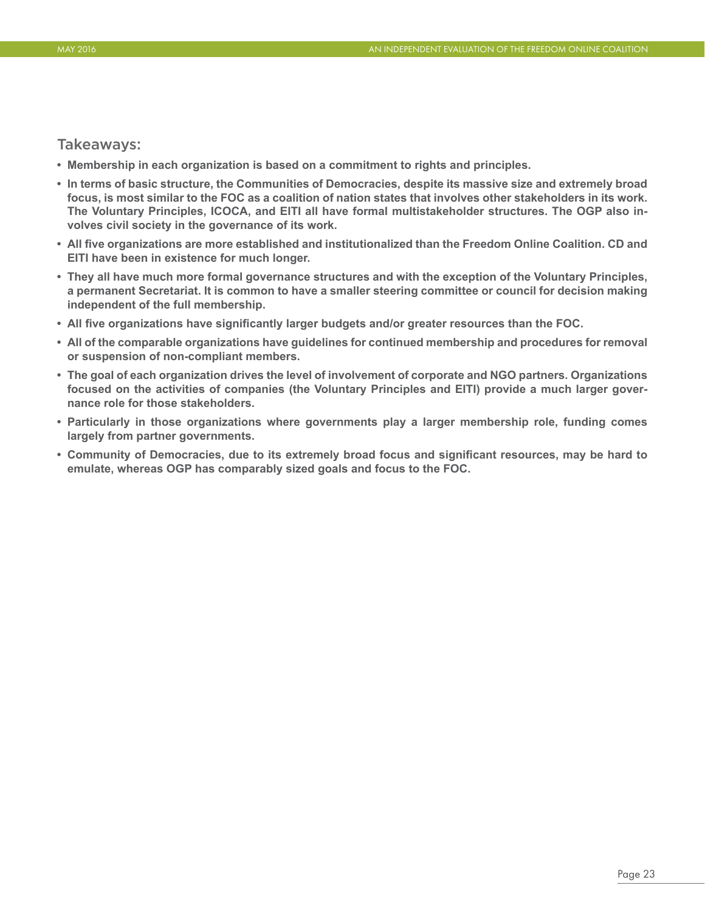## Takeaways:

- **Membership in each organization is based on a commitment to rights and principles.**
- **In terms of basic structure, the Communities of Democracies, despite its massive size and extremely broad focus, is most similar to the FOC as a coalition of nation states that involves other stakeholders in its work. The Voluntary Principles, ICOCA, and EITI all have formal multistakeholder structures. The OGP also involves civil society in the governance of its work.**
- **All five organizations are more established and institutionalized than the Freedom Online Coalition. CD and EITI have been in existence for much longer.**
- **They all have much more formal governance structures and with the exception of the Voluntary Principles, a permanent Secretariat. It is common to have a smaller steering committee or council for decision making independent of the full membership.**
- **All five organizations have significantly larger budgets and/or greater resources than the FOC.**
- **All of the comparable organizations have guidelines for continued membership and procedures for removal or suspension of non-compliant members.**
- **The goal of each organization drives the level of involvement of corporate and NGO partners. Organizations focused on the activities of companies (the Voluntary Principles and EITI) provide a much larger governance role for those stakeholders.**
- **Particularly in those organizations where governments play a larger membership role, funding comes largely from partner governments.**
- **Community of Democracies, due to its extremely broad focus and significant resources, may be hard to emulate, whereas OGP has comparably sized goals and focus to the FOC.**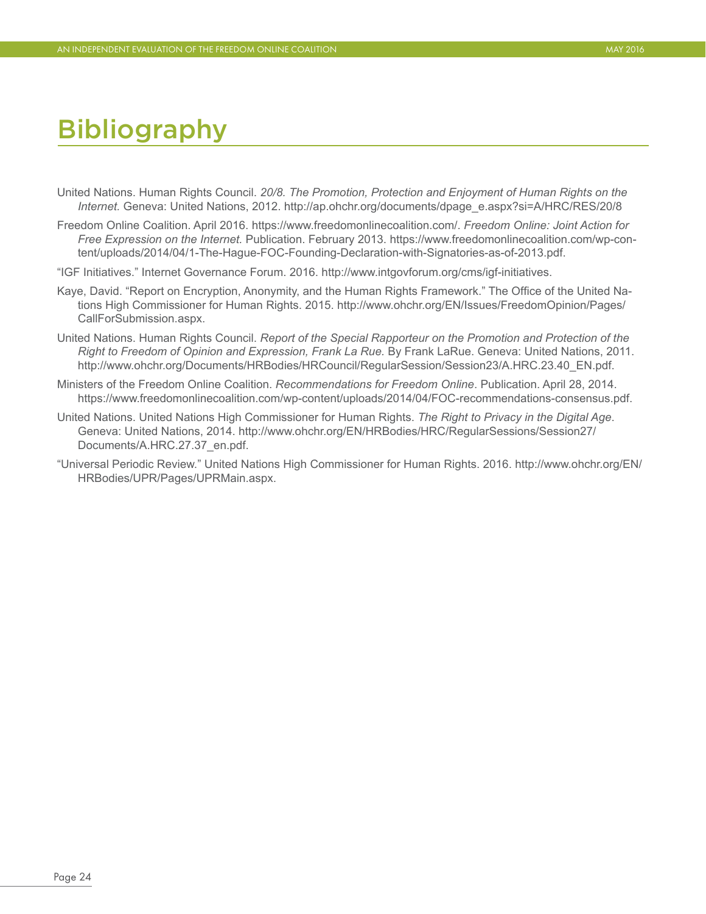# Bibliography

United Nations. Human Rights Council. *20/8. The Promotion, Protection and Enjoyment of Human Rights on the Internet.* Geneva: United Nations, 2012. http://ap.ohchr.org/documents/dpage_e.aspx?si=A/HRC/RES/20/8

Freedom Online Coalition. April 2016. https://www.freedomonlinecoalition.com/. *Freedom Online: Joint Action for Free Expression on the Internet.* Publication. February 2013. https://www.freedomonlinecoalition.com/wp-content/uploads/2014/04/1-The-Hague-FOC-Founding-Declaration-with-Signatories-as-of-2013.pdf.

"IGF Initiatives." Internet Governance Forum. 2016. http://www.intgovforum.org/cms/igf-initiatives.

Kaye, David. "Report on Encryption, Anonymity, and the Human Rights Framework." The Office of the United Nations High Commissioner for Human Rights. 2015. http://www.ohchr.org/EN/Issues/FreedomOpinion/Pages/CallForSubmission.aspx.

United Nations. Human Rights Council. *Report of the Special Rapporteur on the Promotion and Protection of the Right to Freedom of Opinion and Expression, Frank La Rue.* By Frank LaRue. Geneva: United Nations, 2011. http://www.ohchr.org/Documents/HRBodies/HRCouncil/RegularSession/Session23/A.HRC.23.40_EN.pdf.

Ministers of the Freedom Online Coalition. *Recommendations for Freedom Online*. Publication. April 28, 2014. https://www.freedomonlinecoalition.com/wp-content/uploads/2014/04/FOC-recommendations-consensus.pdf.

United Nations. United Nations High Commissioner for Human Rights. *The Right to Privacy in the Digital Age.* Geneva: United Nations, 2014. http://www.ohchr.org/EN/HRBodies/HRC/RegularSessions/Session27/Documents/A.HRC.27.37_en.pdf.

"Universal Periodic Review." United Nations High Commissioner for Human Rights. 2016. http://www.ohchr.org/EN/HRBodies/UPR/Pages/UPRMain.aspx.